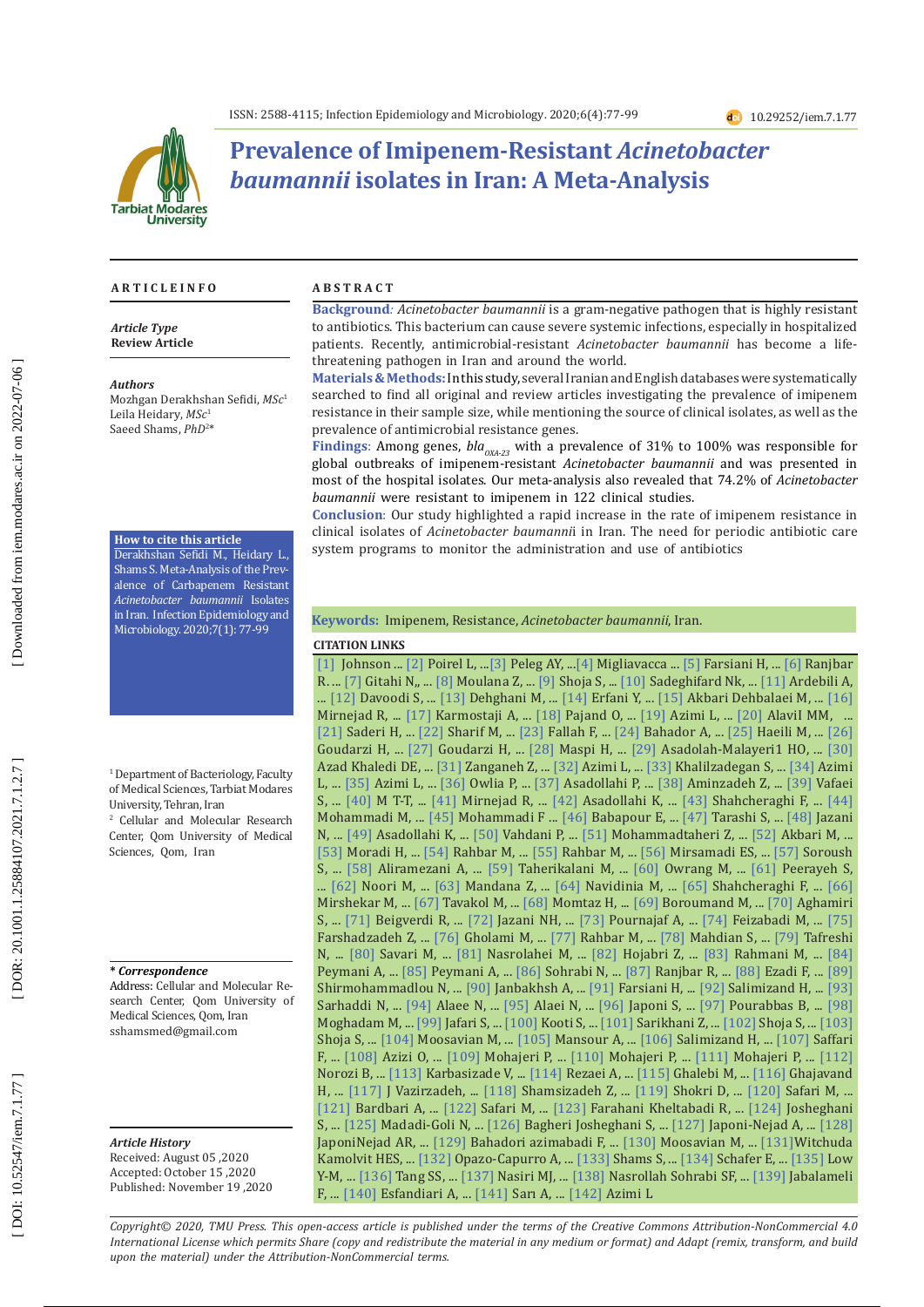ISSN: 2588-4115; Infection Epidemiology and Microbiology. 2020;6(4):77-99

10.29252/iem.7.1.77

# Prevalence of Imipenem-Resistant *Acinetobacter baumannii* isolates in Iran: A Meta-Analysis

**ARTICLE INFO**

***Article Type***
**Review Article**

***Authors***
Mozhgan Derakhshan Sefidi, *MSc*[1]
Leila Heidary, *MSc*[1]
Saeed Shams, *PhD*[2]*

**How to cite this article**
Derakhshan Sefidi M., Heidary L., Shams S. Meta-Analysis of the Prevalence of Carbapenem Resistant *Acinetobacter baumannii* Isolates in Iran. Infection Epidemiology and Microbiology. 2020;7(1): 77-99

[1] Department of Bacteriology, Faculty of Medical Sciences, Tarbiat Modares University, Tehran, Iran
[2] Cellular and Molecular Research Center, Qom University of Medical Sciences, Qom, Iran

***\* Correspondence***
Address: Cellular and Molecular Research Center, Qom University of Medical Sciences, Qom, Iran
sshamsmed@gmail.com

***Article History***
Received: August 05 ,2020
Accepted: October 15 ,2020
Published: November 19 ,2020

**ABSTRACT**

**Background**: *Acinetobacter baumannii* is a gram-negative pathogen that is highly resistant to antibiotics. This bacterium can cause severe systemic infections, especially in hospitalized patients. Recently, antimicrobial-resistant *Acinetobacter baumannii* has become a life-threatening pathogen in Iran and around the world.

**Materials & Methods:** In this study, several Iranian and English databases were systematically searched to find all original and review articles investigating the prevalence of imipenem resistance in their sample size, while mentioning the source of clinical isolates, as well as the prevalence of antimicrobial resistance genes.

**Findings**: Among genes, *bla*$_{OXA-23}$ with a prevalence of 31% to 100% was responsible for global outbreaks of imipenem-resistant *Acinetobacter baumannii* and was presented in most of the hospital isolates. Our meta-analysis also revealed that 74.2% of *Acinetobacter baumannii* were resistant to imipenem in 122 clinical studies.

**Conclusion**: Our study highlighted a rapid increase in the rate of imipenem resistance in clinical isolates of *Acinetobacter baumannii* in Iran. The need for periodic antibiotic care system programs to monitor the administration and use of antibiotics

**Keywords:** Imipenem, Resistance, *Acinetobacter baumannii*, Iran.

**CITATION LINKS**

[1] Johnson ... [2] Poirel L, ...[3] Peleg AY, ...[4] Migliavacca ... [5] Farsiani H, ... [6] Ranjbar R. ... [7] Gitahi N,, ... [8] Moulana Z, ... [9] Shoja S, ... [10] Sadeghifard Nk, ... [11] Ardebili A, ... [12] Davoodi S, ... [13] Dehghani M, ... [14] Erfani Y, ... [15] Akbari Dehbalaei M, ... [16] Mirnejad R, ... [17] Karmostaji A, ... [18] Pajand O, ... [19] Azimi L, ... [20] AlaviI MM, ... [21] Saderi H, ... [22] Sharif M, ... [23] Fallah F, ... [24] Bahador A, ... [25] Haeili M, ... [26] Goudarzi H, ... [27] Goudarzi H, ... [28] Maspi H, ... [29] Asadolah-Malayeri1 HO, ... [30] Azad Khaledi DE, ... [31] Zanganeh Z, ... [32] Azimi L, ... [33] Khalilzadegan S, ... [34] Azimi L, ... [35] Azimi L, ... [36] Owlia P, ... [37] Asadollahi P, ... [38] Aminzadeh Z, ... [39] Vafaei S, ... [40] M T-T, ... [41] Mirnejad R, ... [42] Asadollahi K, ... [43] Shahcheraghi F, ... [44] Mohammadi M, ... [45] Mohammadi F ... [46] Babapour E, ... [47] Tarashi S, ... [48] Jazani N, ... [49] Asadollahi K, ... [50] Vahdani P, ... [51] Mohammadtaheri Z, ... [52] Akbari M, ... [53] Moradi H, ... [54] Rahbar M, ... [55] Rahbar M, ... [56] Mirsamadi ES, ... [57] Soroush S, ... [58] Aliramezani A, ... [59] Taherikalani M, ... [60] Owrang M, ... [61] Peerayeh S, ... [62] Noori M, ... [63] Mandana Z, ... [64] Navidinia M, ... [65] Shahcheraghi F, ... [66] Mirshekar M, ... [67] Tavakol M, ... [68] Momtaz H, ... [69] Boroumand M, ... [70] Aghamiri S, ... [71] Beigverdi R, ... [72] Jazani NH, ... [73] Pournajaf A, ... [74] Feizabadi M, ... [75] Farshadzadeh Z, ... [76] Gholami M, ... [77] Rahbar M, ... [78] Mahdian S, ... [79] Tafreshi N, ... [80] Savari M, ... [81] Nasrolahei M, ... [82] Hojabri Z, ... [83] Rahmani M, ... [84] Peymani A, ... [85] Peymani A, ... [86] Sohrabi N, ... [87] Ranjbar R, ... [88] Ezadi F, ... [89] Shirmohammadlou N, ... [90] Janbakhsh A, ... [91] Farsiani H, ... [92] Salimizand H, ... [93] Sarhaddi N, ... [94] Alaee N, ... [95] Alaei N, ... [96] Japoni S, ... [97] Pourabbas B, ... [98] Moghadam M, ... [99] Jafari S, ... [100] Kooti S, ... [101] Sarikhani Z, ... [102] Shoja S, ... [103] Shoja S, ... [104] Moosavian M, ... [105] Mansour A, ... [106] Salimizand H, ... [107] Saffari F, ... [108] Azizi O, ... [109] Mohajeri P, ... [110] Mohajeri P, ... [111] Mohajeri P, ... [112] Norozi B, ... [113] Karbasizade V, ... [114] Rezaei A, ... [115] Ghalebi M, ... [116] Ghajavand H, ... [117] J Vazirzadeh, ... [118] Shamsizadeh Z, ... [119] Shokri D, ... [120] Safari M, ... [121] Bardbari A, ... [122] Safari M, ... [123] Farahani Kheltabadi R, ... [124] Josheghani S, ... [125] Madadi-Goli N, ... [126] Bagheri Josheghani S, ... [127] Japoni-Nejad A, ... [128] JaponiNejad AR, ... [129] Bahadori azimabadi F, ... [130] Moosavian M, ... [131]Witchuda Kamolvit HES, ... [132] Opazo-Capurro A, ... [133] Shams S, ... [134] Schafer E, ... [135] Low Y-M, ... [136] Tang SS, ... [137] Nasiri MJ, ... [138] Nasrollah Sohrabi SF, ... [139] Jabalameli F, ... [140] Esfandiari A, ... [141] Sarı A, ... [142] Azimi L

*Copyright© 2020, TMU Press. This open-access article is published under the terms of the Creative Commons Attribution-NonCommercial 4.0 International License which permits Share (copy and redistribute the material in any medium or format) and Adapt (remix, transform, and build upon the material) under the Attribution-NonCommercial terms.*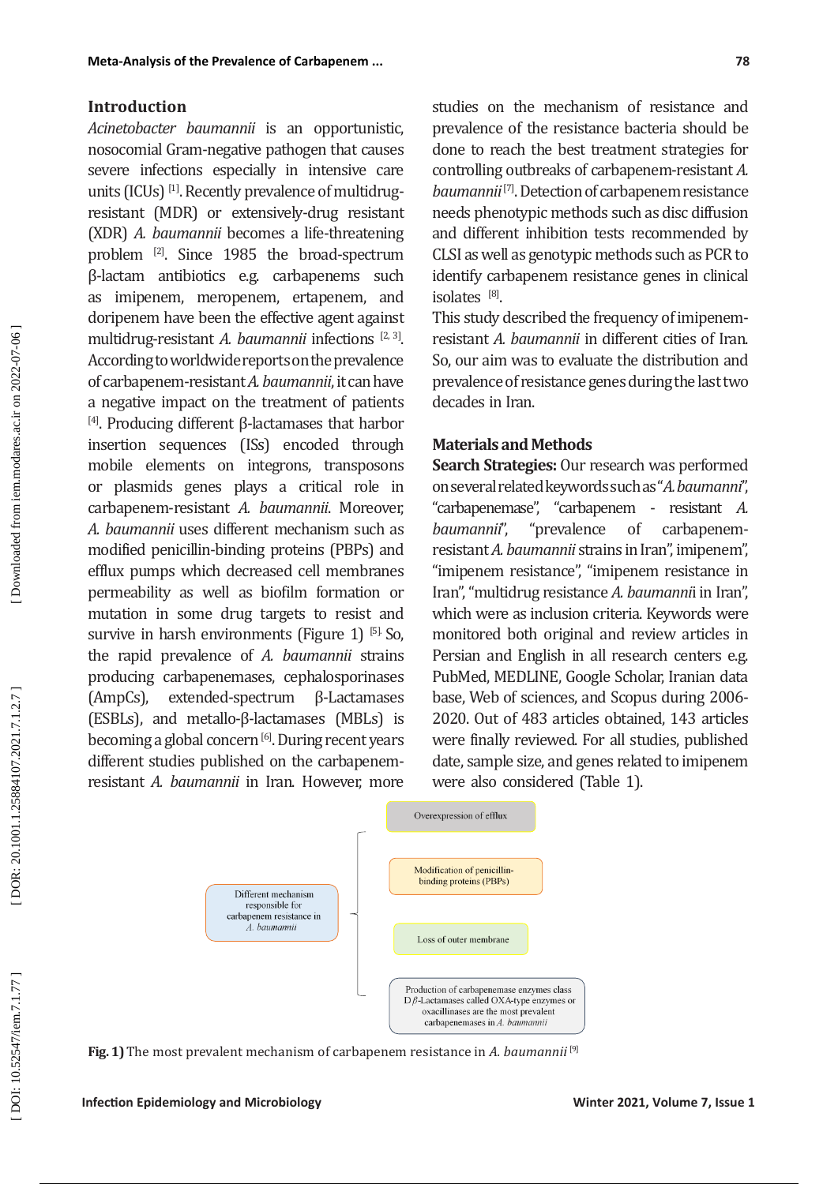## Introduction

*Acinetobacter baumannii* is an opportunistic, nosocomial Gram-negative pathogen that causes severe infections especially in intensive care units (ICUs) [1]. Recently prevalence of multidrug-resistant (MDR) or extensively-drug resistant (XDR) *A. baumannii* becomes a life-threatening problem [2]. Since 1985 the broad-spectrum β-lactam antibiotics e.g. carbapenems such as imipenem, meropenem, ertapenem, and doripenem have been the effective agent against multidrug-resistant *A. baumannii* infections [2, 3]. According to worldwide reports on the prevalence of carbapenem-resistant *A. baumannii*, it can have a negative impact on the treatment of patients [4]. Producing different β-lactamases that harbor insertion sequences (ISs) encoded through mobile elements on integrons, transposons or plasmids genes plays a critical role in carbapenem-resistant *A. baumannii*. Moreover, *A. baumannii* uses different mechanism such as modified penicillin-binding proteins (PBPs) and efflux pumps which decreased cell membranes permeability as well as biofilm formation or mutation in some drug targets to resist and survive in harsh environments (Figure 1) [5]. So, the rapid prevalence of *A. baumannii* strains producing carbapenemases, cephalosporinases (AmpCs), extended-spectrum β-Lactamases (ESBLs), and metallo-β-lactamases (MBLs) is becoming a global concern [6]. During recent years different studies published on the carbapenem-resistant *A. baumannii* in Iran. However, more studies on the mechanism of resistance and prevalence of the resistance bacteria should be done to reach the best treatment strategies for controlling outbreaks of carbapenem-resistant *A. baumannii* [7]. Detection of carbapenem resistance needs phenotypic methods such as disc diffusion and different inhibition tests recommended by CLSI as well as genotypic methods such as PCR to identify carbapenem resistance genes in clinical isolates [8].

This study described the frequency of imipenem-resistant *A. baumannii* in different cities of Iran. So, our aim was to evaluate the distribution and prevalence of resistance genes during the last two decades in Iran.

## Materials and Methods

**Search Strategies:** Our research was performed on several related keywords such as "*A. baumanni*", "carbapenemase", "carbapenem - resistant *A. baumannii*", "prevalence of carbapenem-resistant *A. baumannii* strains in Iran", imipenem", "imipenem resistance", "imipenem resistance in Iran", "multidrug resistance *A. baumannii* in Iran", which were as inclusion criteria. Keywords were monitored both original and review articles in Persian and English in all research centers e.g. PubMed, MEDLINE, Google Scholar, Iranian data base, Web of sciences, and Scopus during 2006-2020. Out of 483 articles obtained, 143 articles were finally reviewed. For all studies, published date, sample size, and genes related to imipenem were also considered (Table 1).

Different mechanism responsible for carbapenem resistance in *A. baumannii*

- Overexpression of efflux
- Modification of penicillin-binding proteins (PBPs)
- Loss of outer membrane
- Production of carbapenemase enzymes class D β-Lactamases called OXA-type enzymes or oxacillinases are the most prevalent carbapenemases in *A. baumannii*

**Fig. 1)** The most prevalent mechanism of carbapenem resistance in *A. baumannii* [9]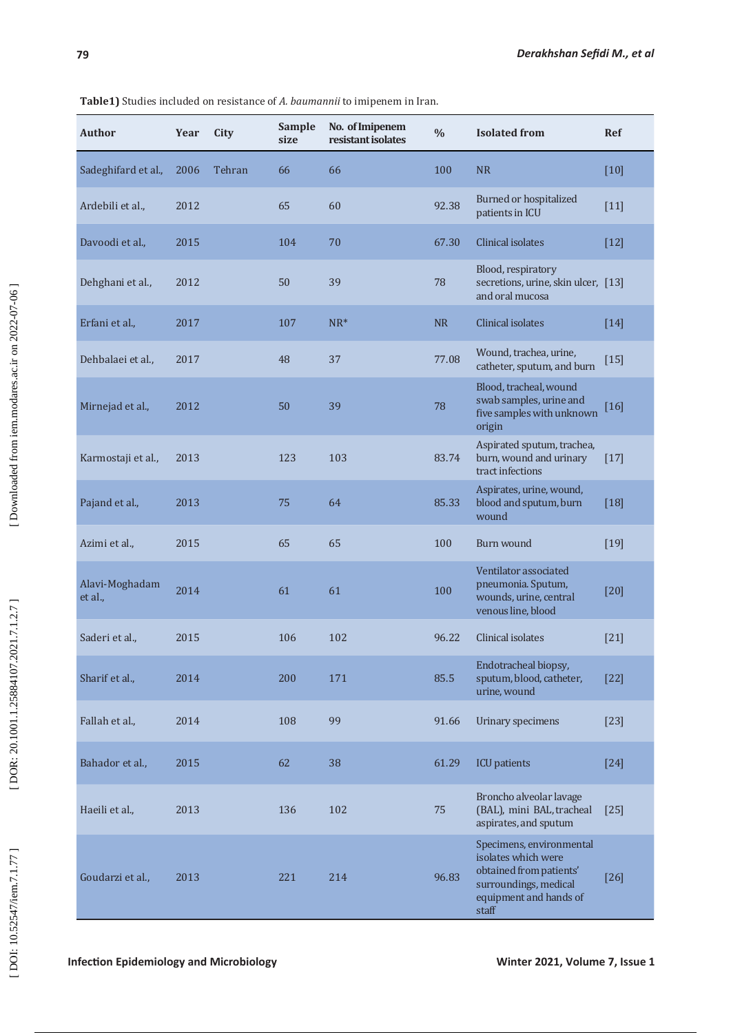**Table1)** Studies included on resistance of *A. baumannii* to imipenem in Iran.

| Author | Year | City | Sample size | No. of Imipenem resistant isolates | % | Isolated from | Ref |
|---|---|---|---|---|---|---|---|
| Sadeghifard et al., | 2006 | Tehran | 66 | 66 | 100 | NR | [10] |
| Ardebili et al., | 2012 | | 65 | 60 | 92.38 | Burned or hospitalized patients in ICU | [11] |
| Davoodi et al., | 2015 | | 104 | 70 | 67.30 | Clinical isolates | [12] |
| Dehghani et al., | 2012 | | 50 | 39 | 78 | Blood, respiratory secretions, urine, skin ulcer, and oral mucosa | [13] |
| Erfani et al., | 2017 | | 107 | NR* | NR | Clinical isolates | [14] |
| Dehbalaei et al., | 2017 | | 48 | 37 | 77.08 | Wound, trachea, urine, catheter, sputum, and burn | [15] |
| Mirnejad et al., | 2012 | | 50 | 39 | 78 | Blood, tracheal, wound swab samples, urine and five samples with unknown origin | [16] |
| Karmostaji et al., | 2013 | | 123 | 103 | 83.74 | Aspirated sputum, trachea, burn, wound and urinary tract infections | [17] |
| Pajand et al., | 2013 | | 75 | 64 | 85.33 | Aspirates, urine, wound, blood and sputum, burn wound | [18] |
| Azimi et al., | 2015 | | 65 | 65 | 100 | Burn wound | [19] |
| Alavi-Moghadam et al., | 2014 | | 61 | 61 | 100 | Ventilator associated pneumonia. Sputum, wounds, urine, central venous line, blood | [20] |
| Saderi et al., | 2015 | | 106 | 102 | 96.22 | Clinical isolates | [21] |
| Sharif et al., | 2014 | | 200 | 171 | 85.5 | Endotracheal biopsy, sputum, blood, catheter, urine, wound | [22] |
| Fallah et al., | 2014 | | 108 | 99 | 91.66 | Urinary specimens | [23] |
| Bahador et al., | 2015 | | 62 | 38 | 61.29 | ICU patients | [24] |
| Haeili et al., | 2013 | | 136 | 102 | 75 | Broncho alveolar lavage (BAL), mini BAL, tracheal aspirates, and sputum | [25] |
| Goudarzi et al., | 2013 | | 221 | 214 | 96.83 | Specimens, environmental isolates which were obtained from patients' surroundings, medical equipment and hands of staff | [26] |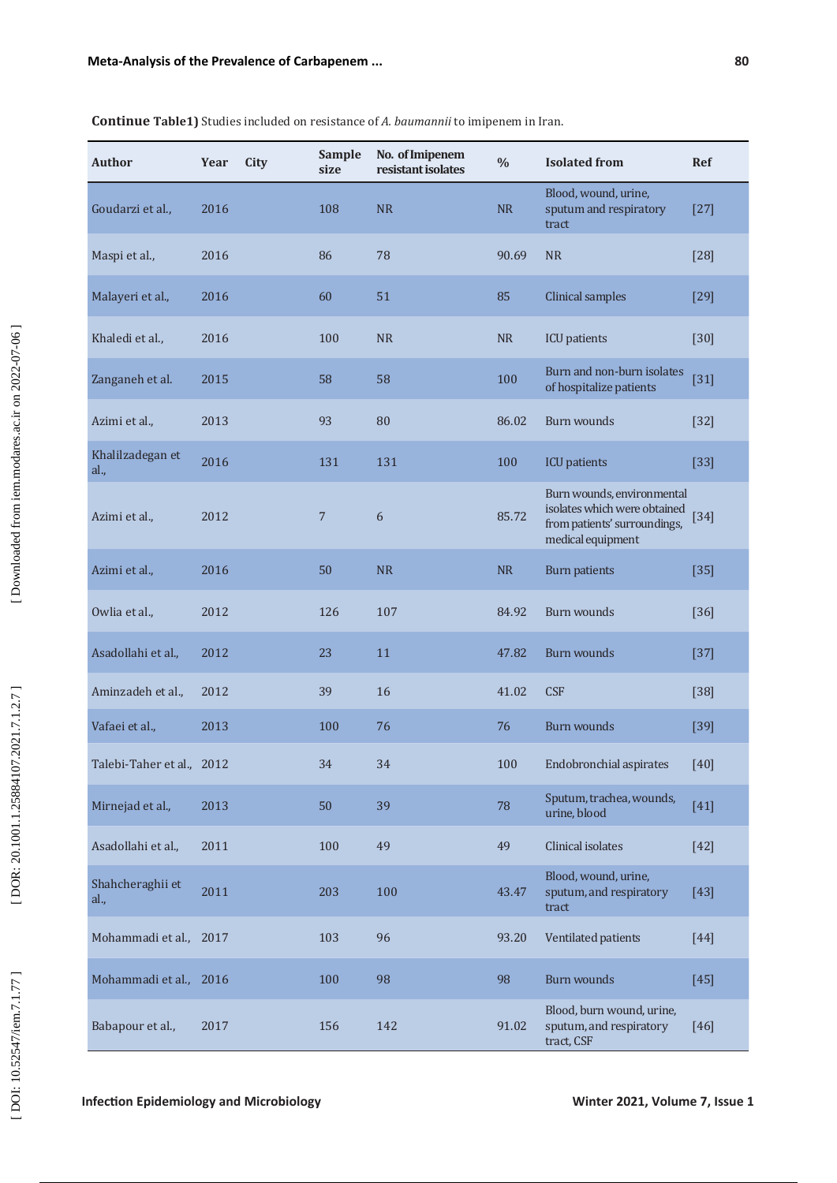**Continue Table1)** Studies included on resistance of *A. baumannii* to imipenem in Iran.

| Author | Year | City | Sample size | No. of Imipenem resistant isolates | % | Isolated from | Ref |
|---|---|---|---|---|---|---|---|
| Goudarzi et al., | 2016 | | 108 | NR | NR | Blood, wound, urine, sputum and respiratory tract | [27] |
| Maspi et al., | 2016 | | 86 | 78 | 90.69 | NR | [28] |
| Malayeri et al., | 2016 | | 60 | 51 | 85 | Clinical samples | [29] |
| Khaledi et al., | 2016 | | 100 | NR | NR | ICU patients | [30] |
| Zanganeh et al. | 2015 | | 58 | 58 | 100 | Burn and non-burn isolates of hospitalize patients | [31] |
| Azimi et al., | 2013 | | 93 | 80 | 86.02 | Burn wounds | [32] |
| Khalilzadegan et al., | 2016 | | 131 | 131 | 100 | ICU patients | [33] |
| Azimi et al., | 2012 | | 7 | 6 | 85.72 | Burn wounds, environmental isolates which were obtained from patients' surroundings, medical equipment | [34] |
| Azimi et al., | 2016 | | 50 | NR | NR | Burn patients | [35] |
| Owlia et al., | 2012 | | 126 | 107 | 84.92 | Burn wounds | [36] |
| Asadollahi et al., | 2012 | | 23 | 11 | 47.82 | Burn wounds | [37] |
| Aminzadeh et al., | 2012 | | 39 | 16 | 41.02 | CSF | [38] |
| Vafaei et al., | 2013 | | 100 | 76 | 76 | Burn wounds | [39] |
| Talebi-Taher et al., | 2012 | | 34 | 34 | 100 | Endobronchial aspirates | [40] |
| Mirnejad et al., | 2013 | | 50 | 39 | 78 | Sputum, trachea, wounds, urine, blood | [41] |
| Asadollahi et al., | 2011 | | 100 | 49 | 49 | Clinical isolates | [42] |
| Shahcheraghii et al., | 2011 | | 203 | 100 | 43.47 | Blood, wound, urine, sputum, and respiratory tract | [43] |
| Mohammadi et al., | 2017 | | 103 | 96 | 93.20 | Ventilated patients | [44] |
| Mohammadi et al., | 2016 | | 100 | 98 | 98 | Burn wounds | [45] |
| Babapour et al., | 2017 | | 156 | 142 | 91.02 | Blood, burn wound, urine, sputum, and respiratory tract, CSF | [46] |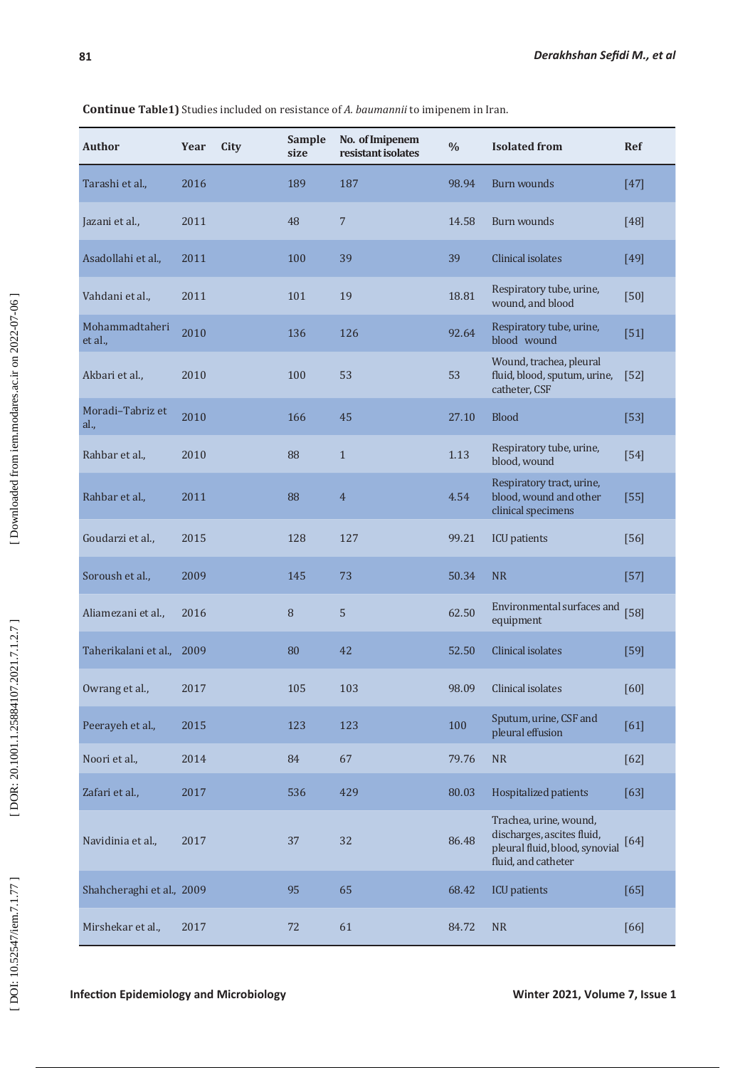**Continue Table1)** Studies included on resistance of *A. baumannii* to imipenem in Iran.

| Author | Year | City | Sample size | No. of Imipenem resistant isolates | % | Isolated from | Ref |
|---|---|---|---|---|---|---|---|
| Tarashi et al., | 2016 | | 189 | 187 | 98.94 | Burn wounds | [47] |
| Jazani et al., | 2011 | | 48 | 7 | 14.58 | Burn wounds | [48] |
| Asadollahi et al., | 2011 | | 100 | 39 | 39 | Clinical isolates | [49] |
| Vahdani et al., | 2011 | | 101 | 19 | 18.81 | Respiratory tube, urine, wound, and blood | [50] |
| Mohammadtaheri et al., | 2010 | | 136 | 126 | 92.64 | Respiratory tube, urine, blood wound | [51] |
| Akbari et al., | 2010 | | 100 | 53 | 53 | Wound, trachea, pleural fluid, blood, sputum, urine, catheter, CSF | [52] |
| Moradi–Tabriz et al., | 2010 | | 166 | 45 | 27.10 | Blood | [53] |
| Rahbar et al., | 2010 | | 88 | 1 | 1.13 | Respiratory tube, urine, blood, wound | [54] |
| Rahbar et al., | 2011 | | 88 | 4 | 4.54 | Respiratory tract, urine, blood, wound and other clinical specimens | [55] |
| Goudarzi et al., | 2015 | | 128 | 127 | 99.21 | ICU patients | [56] |
| Soroush et al., | 2009 | | 145 | 73 | 50.34 | NR | [57] |
| Aliamezani et al., | 2016 | | 8 | 5 | 62.50 | Environmental surfaces and equipment | [58] |
| Taherikalani et al., | 2009 | | 80 | 42 | 52.50 | Clinical isolates | [59] |
| Owrang et al., | 2017 | | 105 | 103 | 98.09 | Clinical isolates | [60] |
| Peerayeh et al., | 2015 | | 123 | 123 | 100 | Sputum, urine, CSF and pleural effusion | [61] |
| Noori et al., | 2014 | | 84 | 67 | 79.76 | NR | [62] |
| Zafari et al., | 2017 | | 536 | 429 | 80.03 | Hospitalized patients | [63] |
| Navidinia et al., | 2017 | | 37 | 32 | 86.48 | Trachea, urine, wound, discharges, ascites fluid, pleural fluid, blood, synovial fluid, and catheter | [64] |
| Shahcheraghi et al., | 2009 | | 95 | 65 | 68.42 | ICU patients | [65] |
| Mirshekar et al., | 2017 | | 72 | 61 | 84.72 | NR | [66] |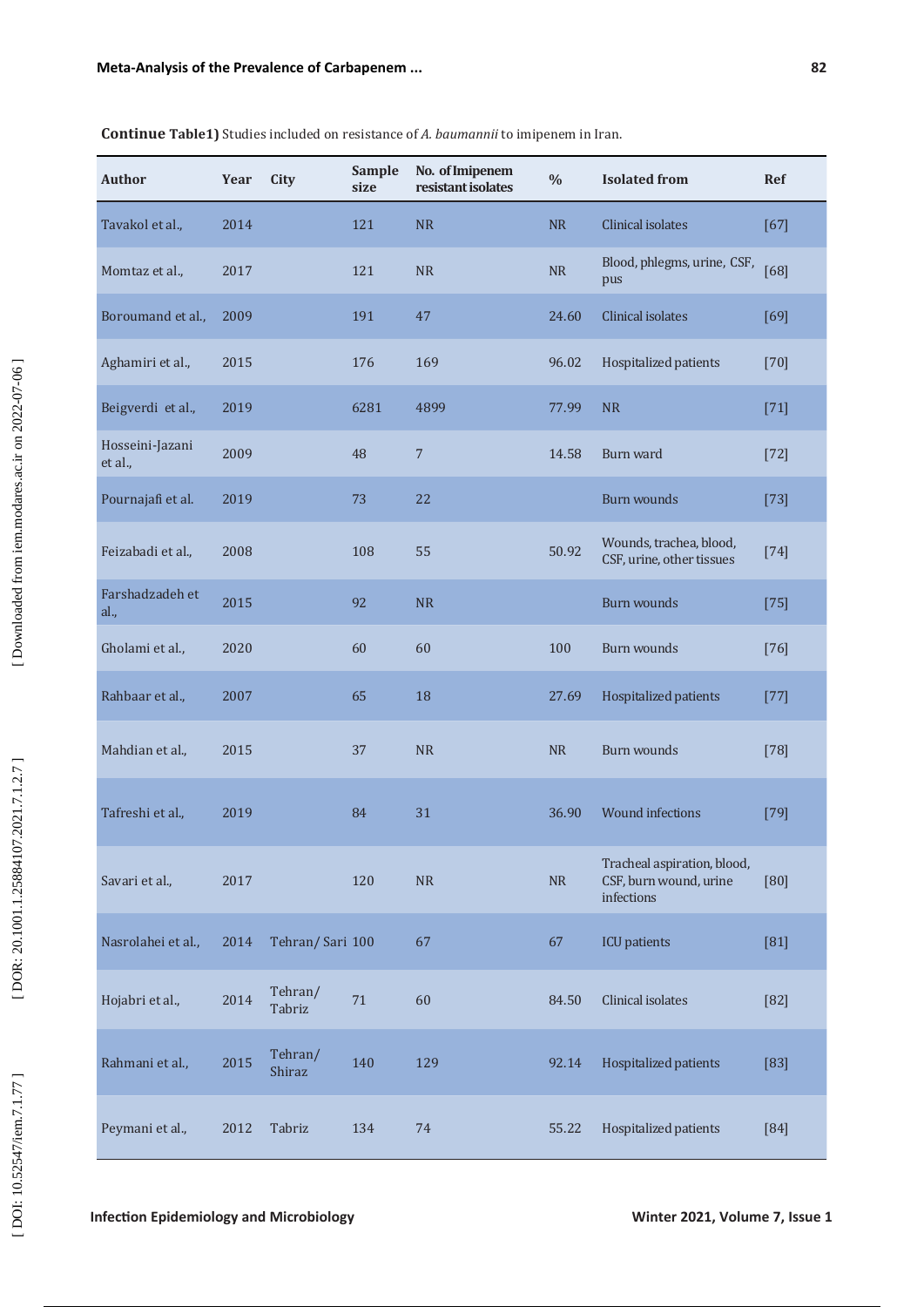**Continue Table1)** Studies included on resistance of *A. baumannii* to imipenem in Iran.

| Author | Year | City | Sample size | No. of Imipenem resistant isolates | % | Isolated from | Ref |
|---|---|---|---|---|---|---|---|
| Tavakol et al., | 2014 | | 121 | NR | NR | Clinical isolates | [67] |
| Momtaz et al., | 2017 | | 121 | NR | NR | Blood, phlegms, urine, CSF, pus | [68] |
| Boroumand et al., | 2009 | | 191 | 47 | 24.60 | Clinical isolates | [69] |
| Aghamiri et al., | 2015 | | 176 | 169 | 96.02 | Hospitalized patients | [70] |
| Beigverdi et al., | 2019 | | 6281 | 4899 | 77.99 | NR | [71] |
| Hosseini-Jazani et al., | 2009 | | 48 | 7 | 14.58 | Burn ward | [72] |
| Pournajafi et al. | 2019 | | 73 | 22 | | Burn wounds | [73] |
| Feizabadi et al., | 2008 | | 108 | 55 | 50.92 | Wounds, trachea, blood, CSF, urine, other tissues | [74] |
| Farshadzadeh et al., | 2015 | | 92 | NR | | Burn wounds | [75] |
| Gholami et al., | 2020 | | 60 | 60 | 100 | Burn wounds | [76] |
| Rahbaar et al., | 2007 | | 65 | 18 | 27.69 | Hospitalized patients | [77] |
| Mahdian et al., | 2015 | | 37 | NR | NR | Burn wounds | [78] |
| Tafreshi et al., | 2019 | | 84 | 31 | 36.90 | Wound infections | [79] |
| Savari et al., | 2017 | | 120 | NR | NR | Tracheal aspiration, blood, CSF, burn wound, urine infections | [80] |
| Nasrolahei et al., | 2014 | Tehran/ Sari | 100 | 67 | 67 | ICU patients | [81] |
| Hojabri et al., | 2014 | Tehran/ Tabriz | 71 | 60 | 84.50 | Clinical isolates | [82] |
| Rahmani et al., | 2015 | Tehran/ Shiraz | 140 | 129 | 92.14 | Hospitalized patients | [83] |
| Peymani et al., | 2012 | Tabriz | 134 | 74 | 55.22 | Hospitalized patients | [84] |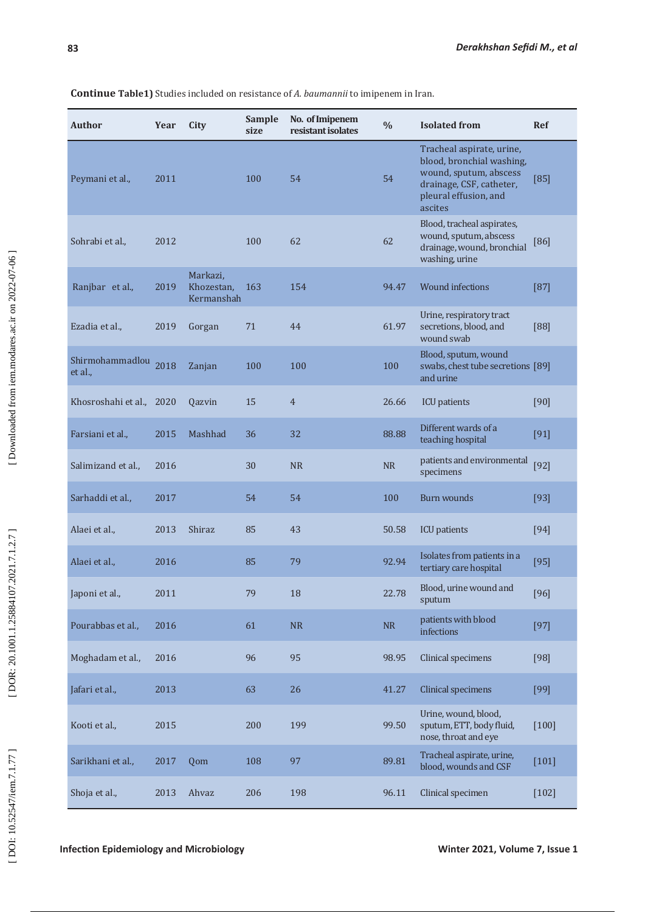**Continue Table1)** Studies included on resistance of *A. baumannii* to imipenem in Iran.

| Author | Year | City | Sample size | No. of Imipenem resistant isolates | % | Isolated from | Ref |
|---|---|---|---|---|---|---|---|
| Peymani et al., | 2011 | | 100 | 54 | 54 | Tracheal aspirate, urine, blood, bronchial washing, wound, sputum, abscess drainage, CSF, catheter, pleural effusion, and ascites | [85] |
| Sohrabi et al., | 2012 | | 100 | 62 | 62 | Blood, tracheal aspirates, wound, sputum, abscess drainage, wound, bronchial washing, urine | [86] |
| Ranjbar et al., | 2019 | Markazi, Khozestan, Kermanshah | 163 | 154 | 94.47 | Wound infections | [87] |
| Ezadia et al., | 2019 | Gorgan | 71 | 44 | 61.97 | Urine, respiratory tract secretions, blood, and wound swab | [88] |
| Shirmohammadlou et al., | 2018 | Zanjan | 100 | 100 | 100 | Blood, sputum, wound swabs, chest tube secretions and urine | [89] |
| Khosroshahi et al., | 2020 | Qazvin | 15 | 4 | 26.66 | ICU patients | [90] |
| Farsiani et al., | 2015 | Mashhad | 36 | 32 | 88.88 | Different wards of a teaching hospital | [91] |
| Salimizand et al., | 2016 | | 30 | NR | NR | patients and environmental specimens | [92] |
| Sarhaddi et al., | 2017 | | 54 | 54 | 100 | Burn wounds | [93] |
| Alaei et al., | 2013 | Shiraz | 85 | 43 | 50.58 | ICU patients | [94] |
| Alaei et al., | 2016 | | 85 | 79 | 92.94 | Isolates from patients in a tertiary care hospital | [95] |
| Japoni et al., | 2011 | | 79 | 18 | 22.78 | Blood, urine wound and sputum | [96] |
| Pourabbas et al., | 2016 | | 61 | NR | NR | patients with blood infections | [97] |
| Moghadam et al., | 2016 | | 96 | 95 | 98.95 | Clinical specimens | [98] |
| Jafari et al., | 2013 | | 63 | 26 | 41.27 | Clinical specimens | [99] |
| Kooti et al., | 2015 | | 200 | 199 | 99.50 | Urine, wound, blood, sputum, ETT, body fluid, nose, throat and eye | [100] |
| Sarikhani et al., | 2017 | Qom | 108 | 97 | 89.81 | Tracheal aspirate, urine, blood, wounds and CSF | [101] |
| Shoja et al., | 2013 | Ahvaz | 206 | 198 | 96.11 | Clinical specimen | [102] |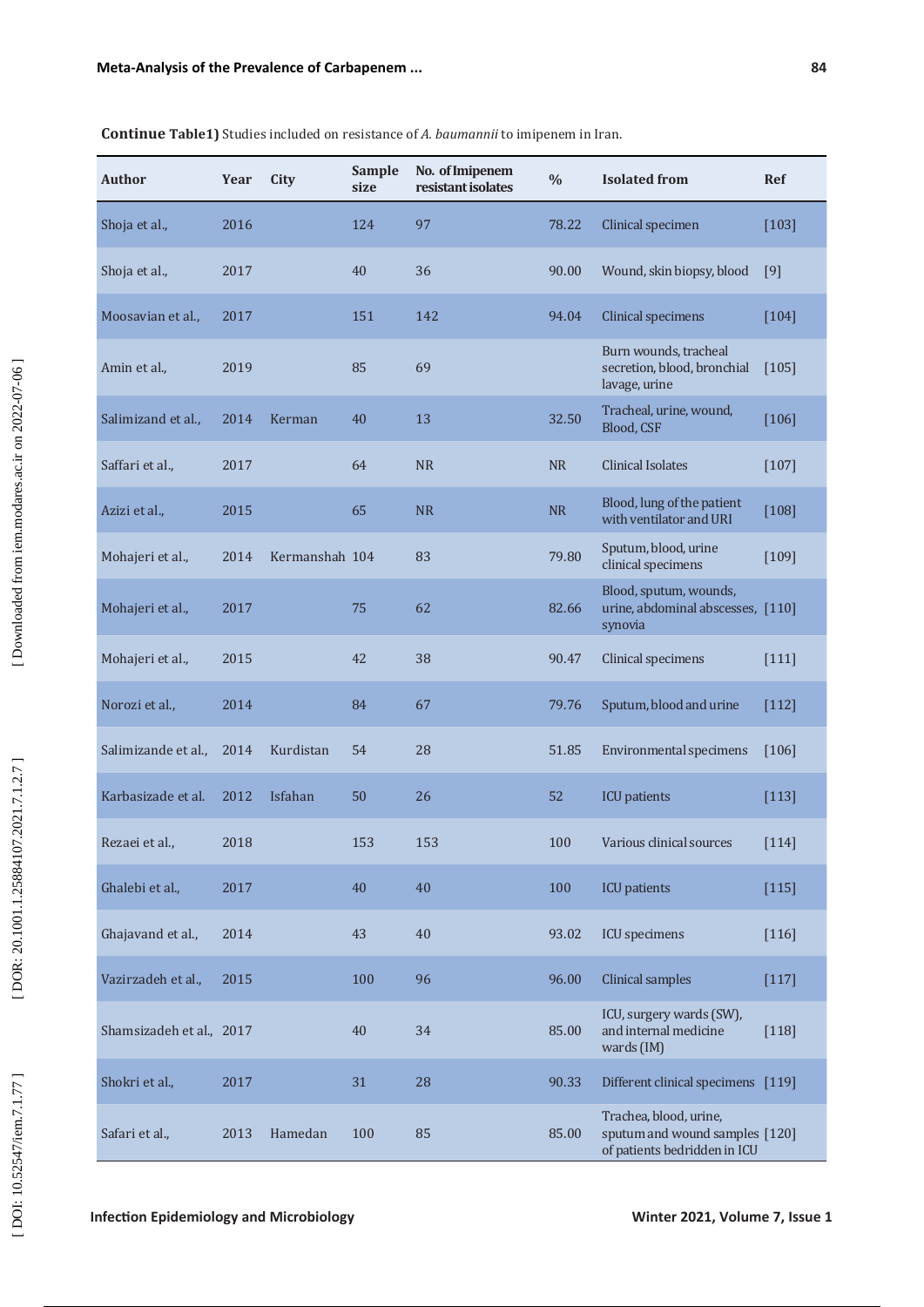**Continue Table1)** Studies included on resistance of *A. baumannii* to imipenem in Iran.

| Author | Year | City | Sample size | No. of Imipenem resistant isolates | % | Isolated from | Ref |
|---|---|---|---|---|---|---|---|
| Shoja et al., | 2016 | | 124 | 97 | 78.22 | Clinical specimen | [103] |
| Shoja et al., | 2017 | | 40 | 36 | 90.00 | Wound, skin biopsy, blood | [9] |
| Moosavian et al., | 2017 | | 151 | 142 | 94.04 | Clinical specimens | [104] |
| Amin et al., | 2019 | | 85 | 69 | | Burn wounds, tracheal secretion, blood, bronchial lavage, urine | [105] |
| Salimizand et al., | 2014 | Kerman | 40 | 13 | 32.50 | Tracheal, urine, wound, Blood, CSF | [106] |
| Saffari et al., | 2017 | | 64 | NR | NR | Clinical Isolates | [107] |
| Azizi et al., | 2015 | | 65 | NR | NR | Blood, lung of the patient with ventilator and URI | [108] |
| Mohajeri et al., | 2014 | Kermanshah | 104 | 83 | 79.80 | Sputum, blood, urine clinical specimens | [109] |
| Mohajeri et al., | 2017 | | 75 | 62 | 82.66 | Blood, sputum, wounds, urine, abdominal abscesses, synovia | [110] |
| Mohajeri et al., | 2015 | | 42 | 38 | 90.47 | Clinical specimens | [111] |
| Norozi et al., | 2014 | | 84 | 67 | 79.76 | Sputum, blood and urine | [112] |
| Salimizande et al., | 2014 | Kurdistan | 54 | 28 | 51.85 | Environmental specimens | [106] |
| Karbasizade et al. | 2012 | Isfahan | 50 | 26 | 52 | ICU patients | [113] |
| Rezaei et al., | 2018 | | 153 | 153 | 100 | Various clinical sources | [114] |
| Ghalebi et al., | 2017 | | 40 | 40 | 100 | ICU patients | [115] |
| Ghajavand et al., | 2014 | | 43 | 40 | 93.02 | ICU specimens | [116] |
| Vazirzadeh et al., | 2015 | | 100 | 96 | 96.00 | Clinical samples | [117] |
| Shamsizadeh et al., | 2017 | | 40 | 34 | 85.00 | ICU, surgery wards (SW), and internal medicine wards (IM) | [118] |
| Shokri et al., | 2017 | | 31 | 28 | 90.33 | Different clinical specimens | [119] |
| Safari et al., | 2013 | Hamedan | 100 | 85 | 85.00 | Trachea, blood, urine, sputum and wound samples of patients bedridden in ICU | [120] |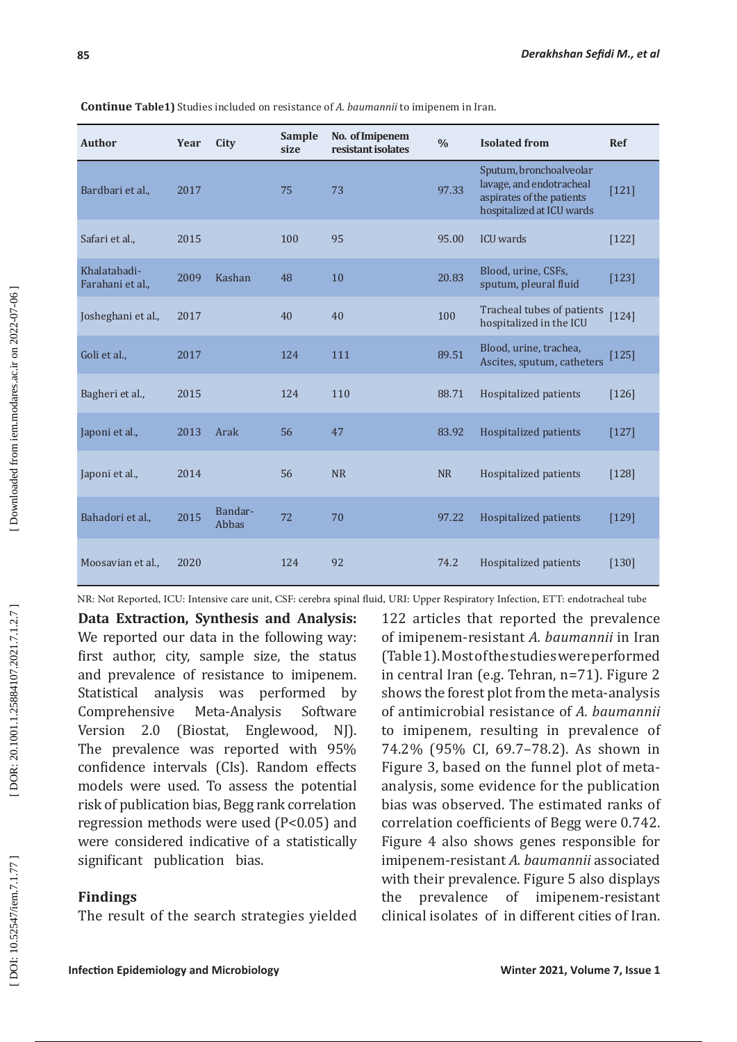**Continue Table1)** Studies included on resistance of *A. baumannii* to imipenem in Iran.

| Author | Year | City | Sample size | No. of Imipenem resistant isolates | % | Isolated from | Ref |
|---|---|---|---|---|---|---|---|
| Bardbari et al., | 2017 | | 75 | 73 | 97.33 | Sputum, bronchoalveolar lavage, and endotracheal aspirates of the patients hospitalized at ICU wards | [121] |
| Safari et al., | 2015 | | 100 | 95 | 95.00 | ICU wards | [122] |
| Khalatabadi-Farahani et al., | 2009 | Kashan | 48 | 10 | 20.83 | Blood, urine, CSFs, sputum, pleural fluid | [123] |
| Josheghani et al., | 2017 | | 40 | 40 | 100 | Tracheal tubes of patients hospitalized in the ICU | [124] |
| Goli et al., | 2017 | | 124 | 111 | 89.51 | Blood, urine, trachea, Ascites, sputum, catheters | [125] |
| Bagheri et al., | 2015 | | 124 | 110 | 88.71 | Hospitalized patients | [126] |
| Japoni et al., | 2013 | Arak | 56 | 47 | 83.92 | Hospitalized patients | [127] |
| Japoni et al., | 2014 | | 56 | NR | NR | Hospitalized patients | [128] |
| Bahadori et al., | 2015 | Bandar-Abbas | 72 | 70 | 97.22 | Hospitalized patients | [129] |
| Moosavian et al., | 2020 | | 124 | 92 | 74.2 | Hospitalized patients | [130] |

NR: Not Reported, ICU: Intensive care unit, CSF: cerebra spinal fluid, URI: Upper Respiratory Infection, ETT: endotracheal tube

**Data Extraction, Synthesis and Analysis:** We reported our data in the following way: first author, city, sample size, the status and prevalence of resistance to imipenem. Statistical analysis was performed by Comprehensive Meta-Analysis Software Version 2.0 (Biostat, Englewood, NJ). The prevalence was reported with 95% confidence intervals (CIs). Random effects models were used. To assess the potential risk of publication bias, Begg rank correlation regression methods were used ($P<0.05$) and were considered indicative of a statistically significant publication bias.

## Findings

The result of the search strategies yielded 122 articles that reported the prevalence of imipenem-resistant *A. baumannii* in Iran (Table 1). Most of the studies were performed in central Iran (e.g. Tehran, n=71). Figure 2 shows the forest plot from the meta-analysis of antimicrobial resistance of *A. baumannii* to imipenem, resulting in prevalence of 74.2% (95% CI, 69.7–78.2). As shown in Figure 3, based on the funnel plot of meta-analysis, some evidence for the publication bias was observed. The estimated ranks of correlation coefficients of Begg were 0.742. Figure 4 also shows genes responsible for imipenem-resistant *A. baumannii* associated with their prevalence. Figure 5 also displays the prevalence of imipenem-resistant clinical isolates of in different cities of Iran.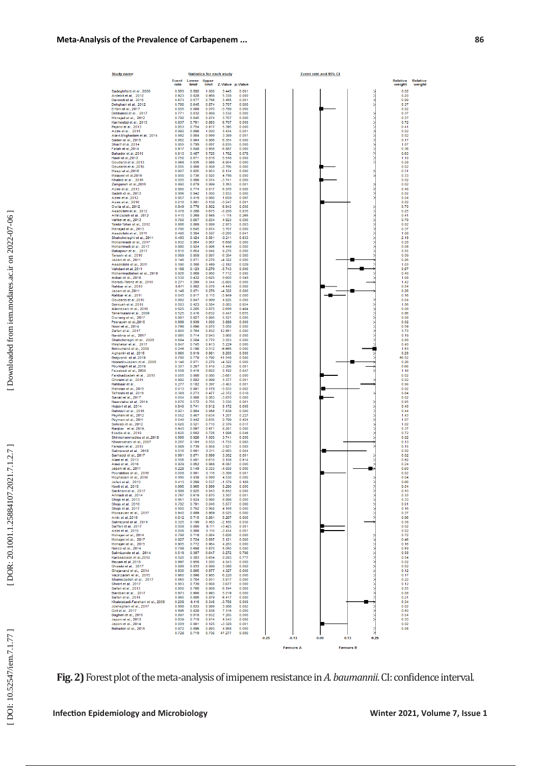| Study name | Event rate | Lower limit | Upper limit | Z-Value | p-Value | Relative weight |
|---|---|---|---|---|---|---|
| Sadeghifard et al., 2006 | 0.993 | 0.892 | 1.000 | 3.445 | 0.001 | 0.02 |
| Ardebili et al., 2012 | 0.923 | 0.826 | 0.968 | 5.336 | 0.000 | 0.20 |
| Davoodi et al., 2015 | 0.673 | 0.577 | 0.758 | 3.455 | 0.001 | 0.09 |
| Dehghani et al., 2012 | 0.780 | 0.645 | 0.874 | 3.707 | 0.000 | 0.37 |
| Erfani et al., 2017 | 0.005 | 0.000 | 0.070 | -3.759 | 0.000 | 0.02 |
| Dehbalaei et al., 2017 | 0.771 | 0.632 | 0.868 | 3.532 | 0.000 | 0.37 |
| Mirnejad et al., 2012 | 0.780 | 0.645 | 0.874 | 3.707 | 0.000 | 0.37 |
| Karmostaji et al., 2013 | 0.837 | 0.761 | 0.893 | 6.707 | 0.000 | 0.72 |
| Pajand et al., 2013 | 0.853 | 0.754 | 0.917 | 5.395 | 0.000 | 0.41 |
| Azimi et al., 2015 | 0.992 | 0.890 | 1.000 | 3.434 | 0.001 | 0.02 |
| Alavi-Moghadam et al., 2014 | 0.992 | 0.884 | 0.999 | 3.389 | 0.001 | 0.02 |
| Saderi et al., 2015 | 0.962 | 0.904 | 0.986 | 6.354 | 0.000 | 0.17 |
| Sharif et al.,2014 | 0.855 | 0.799 | 0.897 | 8.835 | 0.000 | 1.07 |
| Fallah et al.,2014 | 0.917 | 0.848 | 0.956 | 6.687 | 0.000 | 0.36 |
| Bahador et al.,2015 | 0.613 | 0.487 | 0.725 | 1.762 | 0.078 | 0.63 |
| Haeili et al.,2013 | 0.750 | 0.671 | 0.816 | 5.546 | 0.000 | 1.10 |
| Goudarzi et al.,2013 | 0.968 | 0.935 | 0.985 | 8.904 | 0.000 | 0.29 |
| Goudarzi et al.,2016 | 0.005 | 0.000 | 0.069 | -3.795 | 0.000 | 0.02 |
| Maspi et al.,2016 | 0.907 | 0.825 | 0.953 | 6.134 | 0.000 | 0.31 |
| Malayeri et al.2016 | 0.850 | 0.736 | 0.920 | 4.798 | 0.000 | 0.33 |
| Khaledi et al., 2016 | 0.005 | 0.000 | 0.074 | -3.741 | 0.000 | 0.02 |
| Zanganeh et al.,2015 | 0.992 | 0.879 | 0.999 | 3.353 | 0.001 | 0.02 |
| Azimi et al., 2013 | 0.860 | 0.774 | 0.917 | 6.076 | 0.000 | 0.46 |
| Sadeh et al., 2013 | 0.996 | 0.942 | 1.000 | 3.933 | 0.000 | 0.02 |
| Azimi et al.,2012 | 0.857 | 0.419 | 0.980 | 1.659 | 0.097 | 0.04 |
| Azimi et al., 2016 | 0.010 | 0.001 | 0.138 | -3.247 | 0.001 | 0.02 |
| Owlia et al., 2012 | 0.849 | 0.776 | 0.902 | 6.943 | 0.000 | 0.70 |
| Asadollahi et al., 2012 | 0.478 | 0.288 | 0.675 | -0.208 | 0.835 | 0.25 |
| Aminzadeh et al., 2012 | 0.410 | 0.289 | 0.568 | -1.115 | 0.265 | 0.41 |
| Vafaei et al., 2013 | 0.750 | 0.657 | 0.834 | 4.823 | 0.000 | 0.79 |
| Taleb-Taher et al., 2012 | 0.966 | 0.809 | 0.999 | 2.973 | 0.003 | 0.02 |
| Mirnejad et al., 2013 | 0.780 | 0.645 | 0.874 | 3.707 | 0.000 | 0.37 |
| Asadollahi et al., 2011 | 0.490 | 0.394 | 0.587 | -0.200 | 0.841 | 1.08 |
| Shahcheraghi et al., 2011 | 0.493 | 0.424 | 0.561 | -0.211 | 0.833 | 2.19 |
| Mohammadi et al., 2017 | 0.932 | 0.864 | 0.967 | 6.666 | 0.000 | 0.26 |
| Mohammadi et al., 2017 | 0.980 | 0.924 | 0.995 | 5.449 | 0.000 | 0.08 |
| Babapour et al., 2017 | 0.910 | 0.854 | 0.946 | 8.270 | 0.000 | 0.55 |
| Tarashi et al., 2016 | 0.989 | 0.959 | 0.997 | 6.394 | 0.000 | 0.09 |
| Jazani et al., 2011 | 0.146 | 0.071 | 0.276 | -4.322 | 0.000 | 0.26 |
| Asadollahi et al., 2011 | 0.390 | 0.300 | 0.489 | -2.182 | 0.029 | 1.03 |
| Vahdani et al.,2011 | 0.188 | 0.123 | 0.276 | -5.743 | 0.000 | 0.67 |
| Mohammadtaheri et al., 2010 | 0.926 | 0.869 | 0.960 | 7.712 | 0.000 | 0.40 |
| Akbari et al., 2010 | 0.530 | 0.432 | 0.625 | 0.600 | 0.549 | 1.08 |
| Moradi–Tabriz et al., 2010 | 0.271 | 0.209 | 0.344 | -5.665 | 0.000 | 1.42 |
| Rahbar et al., 2010 | 0.011 | 0.002 | 0.076 | -4.440 | 0.000 | 0.04 |
| Jazani et al.,2011 | 0.146 | 0.071 | 0.276 | -4.322 | 0.000 | 0.26 |
| Rahbar et al., 2011 | 0.045 | 0.017 | 0.115 | -5.949 | 0.000 | 0.16 |
| Goudarzi et al.,2016 | 0.992 | 0.947 | 0.999 | 4.825 | 0.000 | 0.04 |
| Soroush et al.,2010 | 0.503 | 0.423 | 0.584 | 0.083 | 0.934 | 1.56 |
| Alamezani et al., 2016 | 0.625 | 0.285 | 0.875 | 0.699 | 0.484 | 0.08 |
| Taherikalani et al., 2009 | 0.525 | 0.416 | 0.632 | 0.447 | 0.655 | 0.86 |
| Owrang et al., 2017 | 0.981 | 0.927 | 0.995 | 5.521 | 0.000 | 0.08 |
| Pourayeh et al.,2015 | 0.996 | 0.939 | 1.000 | 3.888 | 0.000 | 0.02 |
| Noori et al., 2014 | 0.796 | 0.696 | 0.870 | 5.050 | 0.000 | 0.59 |
| Zafari et al., 2017 | 0.800 | 0.764 | 0.832 | 12.851 | 0.000 | 3.70 |
| Navidinia et al., 2017 | 0.885 | 0.714 | 0.943 | 3.880 | 0.000 | 0.19 |
| Shahcheraghi et al., 2009 | 0.684 | 0.584 | 0.770 | 3.503 | 0.000 | 0.89 |
| Mirshekar et al., 2017 | 0.847 | 0.745 | 0.913 | 5.229 | 0.000 | 0.40 |
| Boroumand et al., 2009 | 0.246 | 0.190 | 0.312 | -6.665 | 0.000 | 1.53 |
| Aghamiri et al., 2015 | 0.960 | 0.919 | 0.981 | 8.255 | 0.000 | 0.29 |
| Beigverdi et al.,2019 | 0.780 | 0.770 | 0.790 | 41.545 | 0.000 | 46.52 |
| Hosseini-Jazani et al., 2009 | 0.146 | 0.071 | 0.276 | -4.322 | 0.000 | 0.26 |
| Pournajaf et al.,2018 | 0.301 | 0.207 | 0.416 | -3.296 | 0.001 | 0.66 |
| Feizabadi et al., 2008 | 0.509 | 0.416 | 0.602 | 0.192 | 0.847 | 1.16 |
| Farshadzadeh et al., 2015 | 0.005 | 0.000 | 0.080 | -3.661 | 0.000 | 0.02 |
| Gholami et al., 2015 | 0.992 | 0.882 | 0.999 | 3.377 | 0.001 | 0.02 |
| Rahbaar et al., | 0.277 | 0.182 | 0.397 | -3.463 | 0.001 | 0.56 |
| Mahdian et al., 2015 | 0.013 | 0.001 | 0.176 | -3.033 | 0.002 | 0.02 |
| Tafreshi et al., 2019 | 0.369 | 0.273 | 0.477 | -2.372 | 0.018 | 0.84 |
| Savari et al., 2017 | 0.004 | 0.000 | 0.063 | -3.870 | 0.000 | 0.02 |
| Nasrolahei et al., 2014 | 0.670 | 0.572 | 0.755 | 3.330 | 0.001 | 0.95 |
| Hojabri et al., 2014 | 0.845 | 0.741 | 0.912 | 5.172 | 0.000 | 0.40 |
| Rahmani et al., 2015 | 0.921 | 0.864 | 0.956 | 7.838 | 0.000 | 0.44 |
| Peymani et al., 2012 | 0.552 | 0.467 | 0.634 | 1.207 | 0.227 | 1.43 |
| Peymani et al., 2011 | 0.540 | 0.442 | 0.635 | 0.799 | 0.424 | 1.07 |
| Sohrabi et al., 2012 | 0.620 | 0.521 | 0.710 | 2.376 | 0.017 | 1.02 |
| Ranjbar et al., 2018. | 0.945 | 0.897 | 0.971 | 8.261 | 0.000 | 0.37 |
| Ezadia et al., 2019 | 0.620 | 0.502 | 0.725 | 1.998 | 0.046 | 0.72 |
| Shirmohammadlou et al.,2018 | 0.995 | 0.926 | 1.000 | 3.741 | 0.000 | 0.02 |
| Khosroshahi et al., 2007 | 0.257 | 0.104 | 0.533 | -1.733 | 0.083 | 0.13 |
| Farsiani et al., 2015 | 0.889 | 0.739 | 0.958 | 3.921 | 0.000 | 0.15 |
| Salimizand et al., 2018 | 0.016 | 0.001 | 0.211 | -2.883 | 0.004 | 0.02 |
| Sarhaddi et al., 2017 | 0.991 | 0.871 | 0.999 | 3.262 | 0.001 | 0.02 |
| Alaei et al., 2013 | 0.506 | 0.401 | 0.610 | 0.108 | 0.914 | 0.92 |
| Alaei et al., 2016 | 0.929 | 0.852 | 0.968 | 6.087 | 0.000 | 0.24 |
| Japoni et al., 2011 | 0.228 | 0.149 | 0.333 | -4.550 | 0.000 | 0.60 |
| Pourabbas et al., 2016 | 0.008 | 0.001 | 0.116 | -3.359 | 0.001 | 0.02 |
| Moghadam et al., 2016 | 0.990 | 0.930 | 0.999 | 4.530 | 0.000 | 0.04 |
| Jafari et al., 2013 | 0.413 | 0.299 | 0.537 | -1.379 | 0.168 | 0.66 |
| Kooti et al., 2015 | 0.995 | 0.965 | 0.999 | 5.280 | 0.000 | 0.04 |
| Sarikhani et al., 2017 | 0.896 | 0.825 | 0.943 | 6.642 | 0.000 | 0.43 |
| Ahmadi et al., 2014 | 0.767 | 0.619 | 0.870 | 3.307 | 0.001 | 0.33 |
| Shoja et al., 2013 | 0.961 | 0.924 | 0.980 | 8.898 | 0.000 | 0.33 |
| Shoja et al., 2016 | 0.782 | 0.701 | 0.846 | 5.877 | 0.000 | 0.81 |
| Shoja et al., 2017 | 0.900 | 0.762 | 0.962 | 4.169 | 0.000 | 0.16 |
| Moosavian et al., 2017 | 0.940 | 0.889 | 0.969 | 8.025 | 0.000 | 0.37 |
| Amin et al.,2019 | 0.812 | 0.715 | 0.881 | 5.287 | 0.000 | 0.56 |
| Salimizand et al., 2014 | 0.325 | 0.199 | 0.483 | -2.165 | 0.030 | 0.38 |
| Safari et al., 2017 | 0.008 | 0.000 | 0.111 | -3.423 | 0.001 | 0.02 |
| Azizi et al., 2015 | 0.008 | 0.000 | 0.110 | -3.434 | 0.001 | 0.02 |
| Mohajeri et al., 2014 | 0.798 | 0.710 | 0.884 | 5.626 | 0.000 | 0.72 |
| Mohajeri et al., 2017 | 0.827 | 0.724 | 0.897 | 5.121 | 0.000 | 0.46 |
| Mohajeri et al., 2015 | 0.905 | 0.772 | 0.964 | 4.263 | 0.000 | 0.16 |
| Norozi et al., 2014 | 0.798 | 0.698 | 0.870 | 5.050 | 0.000 | 0.59 |
| Salimizande et al., 2014 | 0.519 | 0.387 | 0.647 | 0.272 | 0.786 | 0.58 |
| Karbasizade et al.,2012 | 0.520 | 0.383 | 0.654 | 0.283 | 0.777 | 0.54 |
| Rezaei et al.,2018 | 0.997 | 0.950 | 1.000 | 4.043 | 0.000 | 0.02 |
| Ghalebi et al., 2017 | 0.988 | 0.833 | 0.999 | 3.088 | 0.002 | 0.02 |
| Ghajavand et al., 2014 | 0.930 | 0.805 | 0.977 | 4.327 | 0.000 | 0.12 |
| Vazirzadeh et al., 2015 | 0.960 | 0.896 | 0.985 | 6.226 | 0.000 | 0.17 |
| Shamsizadeh et al., 2017 | 0.850 | 0.704 | 0.931 | 3.917 | 0.000 | 0.22 |
| Shokri et al., 2017 | 0.903 | 0.739 | 0.968 | 3.677 | 0.000 | 0.12 |
| Safari et al., 2013 | 0.850 | 0.766 | 0.908 | 6.194 | 0.000 | 0.55 |
| Bardbari et al., 2017 | 0.973 | 0.900 | 0.993 | 5.019 | 0.000 | 0.08 |
| Safari et al., 2015 | 0.950 | 0.885 | 0.979 | 6.417 | 0.000 | 0.21 |
| Khalatabadi-Farahani et al., 2009 | 0.208 | 0.116 | 0.346 | -3.756 | 0.000 | 0.34 |
| Josheghani et al., 2017 | 0.988 | 0.833 | 0.999 | 3.056 | 0.002 | 0.02 |
| Goli et al., 2017 | 0.895 | 0.828 | 0.938 | 7.316 | 0.000 | 0.50 |
| Bagheri et al., 2015 | 0.887 | 0.818 | 0.932 | 7.265 | 0.000 | 0.54 |
| Japoni et al., 2013 | 0.839 | 0.719 | 0.914 | 4.543 | 0.000 | 0.33 |
| Japoni et al., 2014 | 0.009 | 0.001 | 0.125 | -3.328 | 0.001 | 0.02 |
| Bahadori et al., 2015 | 0.972 | 0.898 | 0.993 | 4.958 | 0.000 | 0.08 |
| | 0.728 | 0.719 | 0.736 | 47.277 | 0.000 | |

Event rate and 95% CI: -0.25, -0.13, 0.00, 0.13, 0.25 (Favours A / Favours B)

**Fig. 2)** Forest plot of the meta-analysis of imipenem resistance in *A. baumannii*. CI: confidence interval.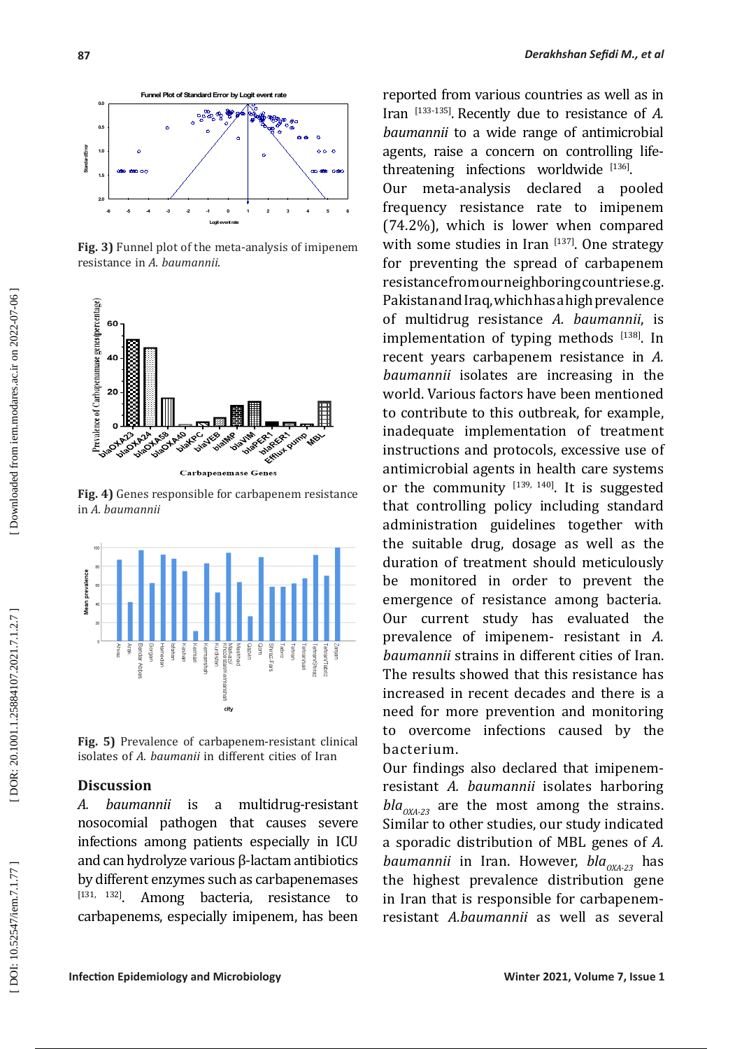Fig. 3) Funnel plot of the meta-analysis of imipenem resistance in *A. baumannii*.

Fig. 4) Genes responsible for carbapenem resistance in *A. baumannii*

Fig. 5) Prevalence of carbapenem-resistant clinical isolates of *A. baumannii* in different cities of Iran

## Discussion

*A. baumannii* is a multidrug-resistant nosocomial pathogen that causes severe infections among patients especially in ICU and can hydrolyze various β-lactam antibiotics by different enzymes such as carbapenemases [131, 132]. Among bacteria, resistance to carbapenems, especially imipenem, has been reported from various countries as well as in Iran [133-135]. Recently due to resistance of *A. baumannii* to a wide range of antimicrobial agents, raise a concern on controlling life-threatening infections worldwide [136].

Our meta-analysis declared a pooled frequency resistance rate to imipenem (74.2%), which is lower when compared with some studies in Iran [137]. One strategy for preventing the spread of carbapenem resistance from our neighboring countries e.g. Pakistan and Iraq, which has a high prevalence of multidrug resistance *A. baumannii*, is implementation of typing methods [138]. In recent years carbapenem resistance in *A. baumannii* isolates are increasing in the world. Various factors have been mentioned to contribute to this outbreak, for example, inadequate implementation of treatment instructions and protocols, excessive use of antimicrobial agents in health care systems or the community [139, 140]. It is suggested that controlling policy including standard administration guidelines together with the suitable drug, dosage as well as the duration of treatment should meticulously be monitored in order to prevent the emergence of resistance among bacteria. Our current study has evaluated the prevalence of imipenem- resistant in *A. baumannii* strains in different cities of Iran. The results showed that this resistance has increased in recent decades and there is a need for more prevention and monitoring to overcome infections caused by the bacterium.

Our findings also declared that imipenem-resistant *A. baumannii* isolates harboring $bla_{OXA-23}$ are the most among the strains. Similar to other studies, our study indicated a sporadic distribution of MBL genes of *A. baumannii* in Iran. However, $bla_{OXA-23}$ has the highest prevalence distribution gene in Iran that is responsible for carbapenem-resistant *A.baumannii* as well as several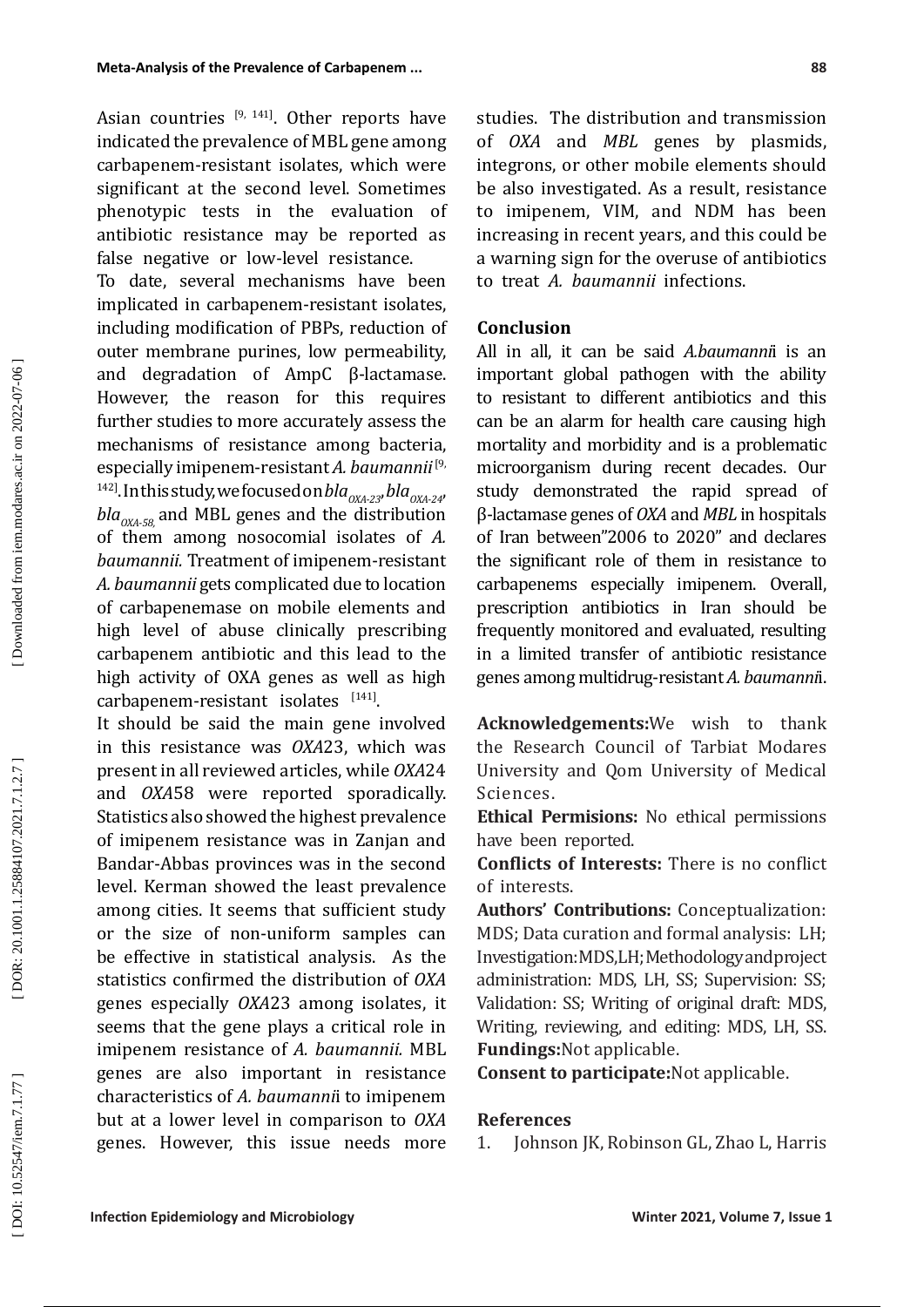Asian countries [9, 141]. Other reports have indicated the prevalence of MBL gene among carbapenem-resistant isolates, which were significant at the second level. Sometimes phenotypic tests in the evaluation of antibiotic resistance may be reported as false negative or low-level resistance.

To date, several mechanisms have been implicated in carbapenem-resistant isolates, including modification of PBPs, reduction of outer membrane purines, low permeability, and degradation of AmpC β-lactamase. However, the reason for this requires further studies to more accurately assess the mechanisms of resistance among bacteria, especially imipenem-resistant *A. baumannii* [9, 142]. In this study, we focused on $bla_{OXA-23}$, $bla_{OXA-24}$, $bla_{OXA-58,}$ and MBL genes and the distribution of them among nosocomial isolates of *A. baumannii.* Treatment of imipenem-resistant *A. baumannii* gets complicated due to location of carbapenemase on mobile elements and high level of abuse clinically prescribing carbapenem antibiotic and this lead to the high activity of OXA genes as well as high carbapenem-resistant isolates [141].

It should be said the main gene involved in this resistance was *OXA*23, which was present in all reviewed articles, while *OXA*24 and *OXA*58 were reported sporadically. Statistics also showed the highest prevalence of imipenem resistance was in Zanjan and Bandar-Abbas provinces was in the second level. Kerman showed the least prevalence among cities. It seems that sufficient study or the size of non-uniform samples can be effective in statistical analysis. As the statistics confirmed the distribution of *OXA* genes especially *OXA*23 among isolates, it seems that the gene plays a critical role in imipenem resistance of *A. baumannii.* MBL genes are also important in resistance characteristics of *A. baumanni*i to imipenem but at a lower level in comparison to *OXA* genes. However, this issue needs more studies. The distribution and transmission of *OXA* and *MBL* genes by plasmids, integrons, or other mobile elements should be also investigated. As a result, resistance to imipenem, VIM, and NDM has been increasing in recent years, and this could be a warning sign for the overuse of antibiotics to treat *A. baumannii* infections.

## Conclusion

All in all, it can be said *A.baumanni*i is an important global pathogen with the ability to resistant to different antibiotics and this can be an alarm for health care causing high mortality and morbidity and is a problematic microorganism during recent decades. Our study demonstrated the rapid spread of β-lactamase genes of *OXA* and *MBL* in hospitals of Iran between"2006 to 2020" and declares the significant role of them in resistance to carbapenems especially imipenem. Overall, prescription antibiotics in Iran should be frequently monitored and evaluated, resulting in a limited transfer of antibiotic resistance genes among multidrug-resistant *A. baumanni*i.

**Acknowledgements:** We wish to thank the Research Council of Tarbiat Modares University and Qom University of Medical Sciences.

**Ethical Permisions:** No ethical permissions have been reported.

**Conflicts of Interests:** There is no conflict of interests.

**Authors' Contributions:** Conceptualization: MDS; Data curation and formal analysis: LH; Investigation: MDS, LH; Methodology and project administration: MDS, LH, SS; Supervision: SS; Validation: SS; Writing of original draft: MDS, Writing, reviewing, and editing: MDS, LH, SS.

**Fundings:** Not applicable.

**Consent to participate:** Not applicable.

## References

1. Johnson JK, Robinson GL, Zhao L, Harris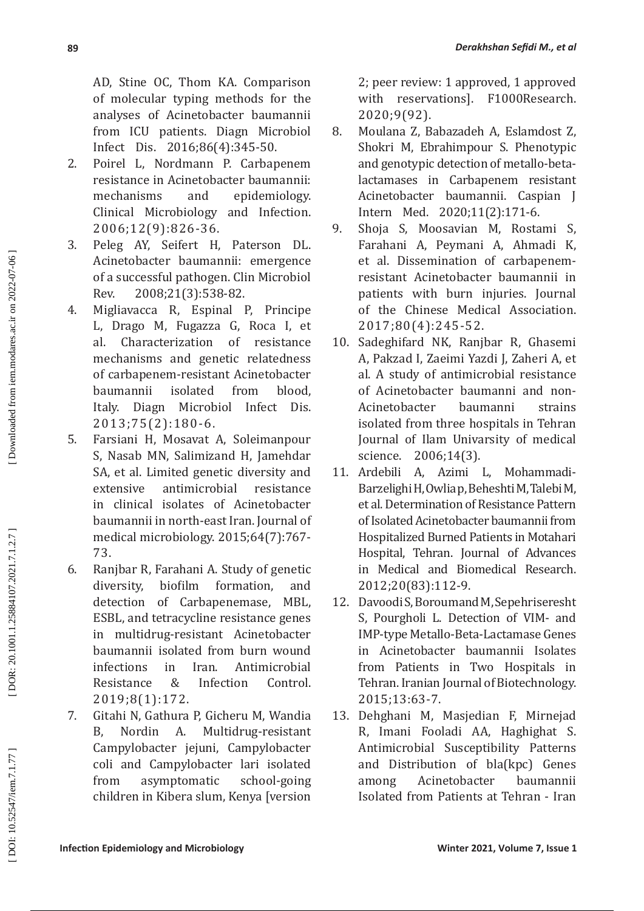AD, Stine OC, Thom KA. Comparison of molecular typing methods for the analyses of Acinetobacter baumannii from ICU patients. Diagn Microbiol Infect Dis. 2016;86(4):345-50.

2. Poirel L, Nordmann P. Carbapenem resistance in Acinetobacter baumannii: mechanisms and epidemiology. Clinical Microbiology and Infection. 2006;12(9):826-36.
3. Peleg AY, Seifert H, Paterson DL. Acinetobacter baumannii: emergence of a successful pathogen. Clin Microbiol Rev. 2008;21(3):538-82.
4. Migliavacca R, Espinal P, Principe L, Drago M, Fugazza G, Roca I, et al. Characterization of resistance mechanisms and genetic relatedness of carbapenem-resistant Acinetobacter baumannii isolated from blood, Italy. Diagn Microbiol Infect Dis. 2013;75(2):180-6.
5. Farsiani H, Mosavat A, Soleimanpour S, Nasab MN, Salimizand H, Jamehdar SA, et al. Limited genetic diversity and extensive antimicrobial resistance in clinical isolates of Acinetobacter baumannii in north-east Iran. Journal of medical microbiology. 2015;64(7):767-73.
6. Ranjbar R, Farahani A. Study of genetic diversity, biofilm formation, and detection of Carbapenemase, MBL, ESBL, and tetracycline resistance genes in multidrug-resistant Acinetobacter baumannii isolated from burn wound infections in Iran. Antimicrobial Resistance & Infection Control. 2019;8(1):172.
7. Gitahi N, Gathura P, Gicheru M, Wandia B, Nordin A. Multidrug-resistant Campylobacter jejuni, Campylobacter coli and Campylobacter lari isolated from asymptomatic school-going children in Kibera slum, Kenya [version 2; peer review: 1 approved, 1 approved with reservations]. F1000Research. 2020;9(92).
8. Moulana Z, Babazadeh A, Eslamdost Z, Shokri M, Ebrahimpour S. Phenotypic and genotypic detection of metallo-beta-lactamases in Carbapenem resistant Acinetobacter baumannii. Caspian J Intern Med. 2020;11(2):171-6.
9. Shoja S, Moosavian M, Rostami S, Farahani A, Peymani A, Ahmadi K, et al. Dissemination of carbapenem-resistant Acinetobacter baumannii in patients with burn injuries. Journal of the Chinese Medical Association. 2017;80(4):245-52.
10. Sadeghifard NK, Ranjbar R, Ghasemi A, Pakzad I, Zaeimi Yazdi J, Zaheri A, et al. A study of antimicrobial resistance of Acinetobacter baumanni and non-Acinetobacter baumanni strains isolated from three hospitals in Tehran Journal of Ilam Univarsity of medical science. 2006;14(3).
11. Ardebili A, Azimi L, Mohammadi-Barzelighi H, Owlia p, Beheshti M, Talebi M, et al. Determination of Resistance Pattern of Isolated Acinetobacter baumannii from Hospitalized Burned Patients in Motahari Hospital, Tehran. Journal of Advances in Medical and Biomedical Research. 2012;20(83):112-9.
12. Davoodi S, Boroumand M, Sepehriseresht S, Pourgholi L. Detection of VIM- and IMP-type Metallo-Beta-Lactamase Genes in Acinetobacter baumannii Isolates from Patients in Two Hospitals in Tehran. Iranian Journal of Biotechnology. 2015;13:63-7.
13. Dehghani M, Masjedian F, Mirnejad R, Imani Fooladi AA, Haghighat S. Antimicrobial Susceptibility Patterns and Distribution of bla(kpc) Genes among Acinetobacter baumannii Isolated from Patients at Tehran - Iran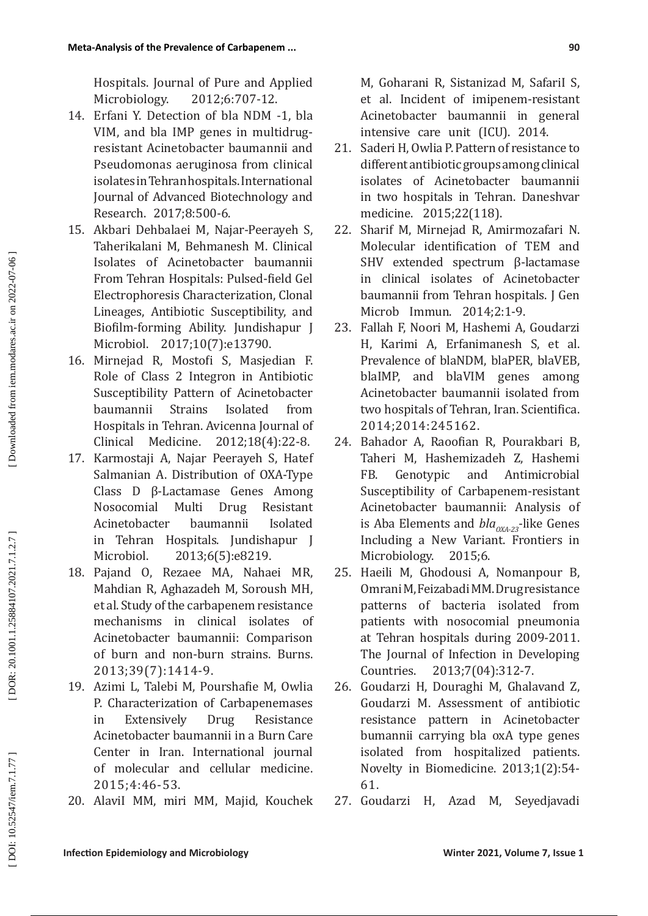Hospitals. Journal of Pure and Applied Microbiology. 2012;6:707-12.

14. Erfani Y. Detection of bla NDM -1, bla VIM, and bla IMP genes in multidrug-resistant Acinetobacter baumannii and Pseudomonas aeruginosa from clinical isolates in Tehran hospitals. International Journal of Advanced Biotechnology and Research. 2017;8:500-6.
15. Akbari Dehbalaei M, Najar-Peerayeh S, Taherikalani M, Behmanesh M. Clinical Isolates of Acinetobacter baumannii From Tehran Hospitals: Pulsed-field Gel Electrophoresis Characterization, Clonal Lineages, Antibiotic Susceptibility, and Biofilm-forming Ability. Jundishapur J Microbiol. 2017;10(7):e13790.
16. Mirnejad R, Mostofi S, Masjedian F. Role of Class 2 Integron in Antibiotic Susceptibility Pattern of Acinetobacter baumannii Strains Isolated from Hospitals in Tehran. Avicenna Journal of Clinical Medicine. 2012;18(4):22-8.
17. Karmostaji A, Najar Peerayeh S, Hatef Salmanian A. Distribution of OXA-Type Class D β-Lactamase Genes Among Nosocomial Multi Drug Resistant Acinetobacter baumannii Isolated in Tehran Hospitals. Jundishapur J Microbiol. 2013;6(5):e8219.
18. Pajand O, Rezaee MA, Nahaei MR, Mahdian R, Aghazadeh M, Soroush MH, et al. Study of the carbapenem resistance mechanisms in clinical isolates of Acinetobacter baumannii: Comparison of burn and non-burn strains. Burns. 2013;39(7):1414-9.
19. Azimi L, Talebi M, Pourshafie M, Owlia P. Characterization of Carbapenemases in Extensively Drug Resistance Acinetobacter baumannii in a Burn Care Center in Iran. International journal of molecular and cellular medicine. 2015;4:46-53.
20. AlaviI MM, miri MM, Majid, Kouchek M, Goharani R, Sistanizad M, SafariI S, et al. Incident of imipenem-resistant Acinetobacter baumannii in general intensive care unit (ICU). 2014.
21. Saderi H, Owlia P. Pattern of resistance to different antibiotic groups among clinical isolates of Acinetobacter baumannii in two hospitals in Tehran. Daneshvar medicine. 2015;22(118).
22. Sharif M, Mirnejad R, Amirmozafari N. Molecular identification of TEM and SHV extended spectrum β-lactamase in clinical isolates of Acinetobacter baumannii from Tehran hospitals. J Gen Microb Immun. 2014;2:1-9.
23. Fallah F, Noori M, Hashemi A, Goudarzi H, Karimi A, Erfanimanesh S, et al. Prevalence of blaNDM, blaPER, blaVEB, blaIMP, and blaVIM genes among Acinetobacter baumannii isolated from two hospitals of Tehran, Iran. Scientifica. 2014;2014:245162.
24. Bahador A, Raoofian R, Pourakbari B, Taheri M, Hashemizadeh Z, Hashemi FB. Genotypic and Antimicrobial Susceptibility of Carbapenem-resistant Acinetobacter baumannii: Analysis of is Aba Elements and *bla*$_{OXA-23}$-like Genes Including a New Variant. Frontiers in Microbiology. 2015;6.
25. Haeili M, Ghodousi A, Nomanpour B, Omrani M, Feizabadi MM. Drug resistance patterns of bacteria isolated from patients with nosocomial pneumonia at Tehran hospitals during 2009-2011. The Journal of Infection in Developing Countries. 2013;7(04):312-7.
26. Goudarzi H, Douraghi M, Ghalavand Z, Goudarzi M. Assessment of antibiotic resistance pattern in Acinetobacter bumannii carrying bla oxA type genes isolated from hospitalized patients. Novelty in Biomedicine. 2013;1(2):54-61.
27. Goudarzi H, Azad M, Seyedjavadi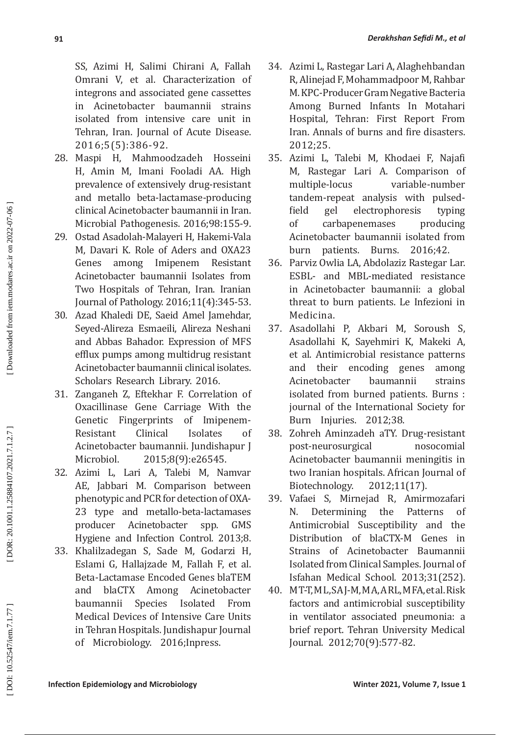SS, Azimi H, Salimi Chirani A, Fallah Omrani V, et al. Characterization of integrons and associated gene cassettes in Acinetobacter baumannii strains isolated from intensive care unit in Tehran, Iran. Journal of Acute Disease. 2016;5(5):386-92.

28. Maspi H, Mahmoodzadeh Hosseini H, Amin M, Imani Fooladi AA. High prevalence of extensively drug-resistant and metallo beta-lactamase-producing clinical Acinetobacter baumannii in Iran. Microbial Pathogenesis. 2016;98:155-9.
29. Ostad Asadolah-Malayeri H, Hakemi-Vala M, Davari K. Role of Aders and OXA23 Genes among Imipenem Resistant Acinetobacter baumannii Isolates from Two Hospitals of Tehran, Iran. Iranian Journal of Pathology. 2016;11(4):345-53.
30. Azad Khaledi DE, Saeid Amel Jamehdar, Seyed-Alireza Esmaeili, Alireza Neshani and Abbas Bahador. Expression of MFS efflux pumps among multidrug resistant Acinetobacter baumannii clinical isolates. Scholars Research Library. 2016.
31. Zanganeh Z, Eftekhar F. Correlation of Oxacillinase Gene Carriage With the Genetic Fingerprints of Imipenem-Resistant Clinical Isolates of Acinetobacter baumannii. Jundishapur J Microbiol. 2015;8(9):e26545.
32. Azimi L, Lari A, Talebi M, Namvar AE, Jabbari M. Comparison between phenotypic and PCR for detection of OXA-23 type and metallo-beta-lactamases producer Acinetobacter spp. GMS Hygiene and Infection Control. 2013;8.
33. Khalilzadegan S, Sade M, Godarzi H, Eslami G, Hallajzade M, Fallah F, et al. Beta-Lactamase Encoded Genes blaTEM and blaCTX Among Acinetobacter baumannii Species Isolated From Medical Devices of Intensive Care Units in Tehran Hospitals. Jundishapur Journal of Microbiology. 2016;Inpress.
34. Azimi L, Rastegar Lari A, Alaghehbandan R, Alinejad F, Mohammadpoor M, Rahbar M. KPC-Producer Gram Negative Bacteria Among Burned Infants In Motahari Hospital, Tehran: First Report From Iran. Annals of burns and fire disasters. 2012;25.
35. Azimi L, Talebi M, Khodaei F, Najafi M, Rastegar Lari A. Comparison of multiple-locus variable-number tandem-repeat analysis with pulsed-field gel electrophoresis typing of carbapenemases producing Acinetobacter baumannii isolated from burn patients. Burns. 2016;42.
36. Parviz Owlia LA, Abdolaziz Rastegar Lar. ESBL- and MBL-mediated resistance in Acinetobacter baumannii: a global threat to burn patients. Le Infezioni in Medicina.
37. Asadollahi P, Akbari M, Soroush S, Asadollahi K, Sayehmiri K, Makeki A, et al. Antimicrobial resistance patterns and their encoding genes among Acinetobacter baumannii strains isolated from burned patients. Burns : journal of the International Society for Burn Injuries. 2012;38.
38. Zohreh Aminzadeh aTY. Drug-resistant post-neurosurgical nosocomial Acinetobacter baumannii meningitis in two Iranian hospitals. African Journal of Biotechnology. 2012;11(17).
39. Vafaei S, Mirnejad R, Amirmozafari N. Determining the Patterns of Antimicrobial Susceptibility and the Distribution of blaCTX-M Genes in Strains of Acinetobacter Baumannii Isolated from Clinical Samples. Journal of Isfahan Medical School. 2013;31(252).
40. MT-T, ML, SAJ-M, MA, ARL, MFA, et al. Risk factors and antimicrobial susceptibility in ventilator associated pneumonia: a brief report. Tehran University Medical Journal. 2012;70(9):577-82.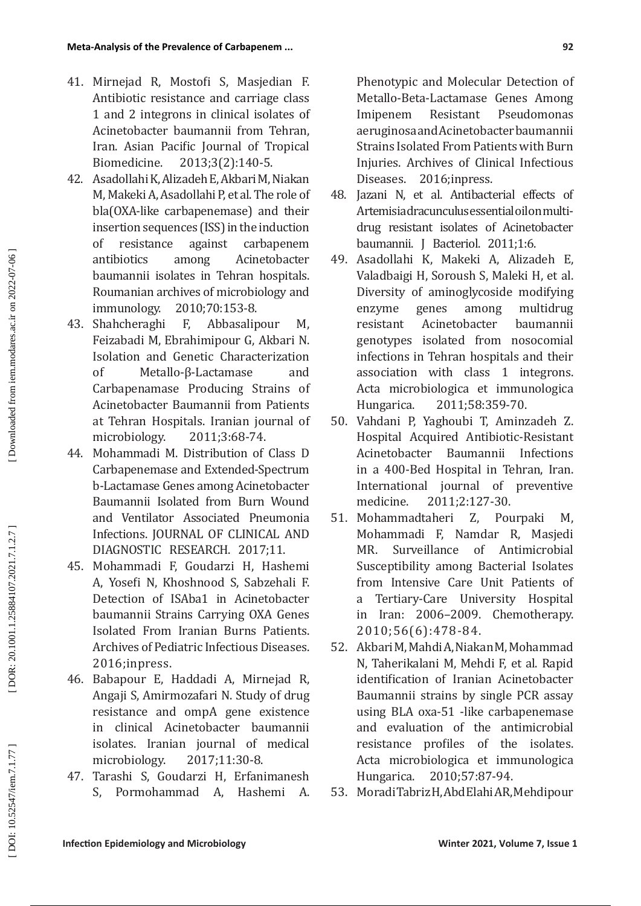41. Mirnejad R, Mostofi S, Masjedian F. Antibiotic resistance and carriage class 1 and 2 integrons in clinical isolates of Acinetobacter baumannii from Tehran, Iran. Asian Pacific Journal of Tropical Biomedicine. 2013;3(2):140-5.
42. Asadollahi K, Alizadeh E, Akbari M, Niakan M, Makeki A, Asadollahi P, et al. The role of bla(OXA-like carbapenemase) and their insertion sequences (ISS) in the induction of resistance against carbapenem antibiotics among Acinetobacter baumannii isolates in Tehran hospitals. Roumanian archives of microbiology and immunology. 2010;70:153-8.
43. Shahcheraghi F, Abbasalipour M, Feizabadi M, Ebrahimipour G, Akbari N. Isolation and Genetic Characterization of Metallo-β-Lactamase and Carbapenamase Producing Strains of Acinetobacter Baumannii from Patients at Tehran Hospitals. Iranian journal of microbiology. 2011;3:68-74.
44. Mohammadi M. Distribution of Class D Carbapenemase and Extended-Spectrum b-Lactamase Genes among Acinetobacter Baumannii Isolated from Burn Wound and Ventilator Associated Pneumonia Infections. JOURNAL OF CLINICAL AND DIAGNOSTIC RESEARCH. 2017;11.
45. Mohammadi F, Goudarzi H, Hashemi A, Yosefi N, Khoshnood S, Sabzehali F. Detection of ISAba1 in Acinetobacter baumannii Strains Carrying OXA Genes Isolated From Iranian Burns Patients. Archives of Pediatric Infectious Diseases. 2016;inpress.
46. Babapour E, Haddadi A, Mirnejad R, Angaji S, Amirmozafari N. Study of drug resistance and ompA gene existence in clinical Acinetobacter baumannii isolates. Iranian journal of medical microbiology. 2017;11:30-8.
47. Tarashi S, Goudarzi H, Erfanimanesh S, Pormohammad A, Hashemi A. Phenotypic and Molecular Detection of Metallo-Beta-Lactamase Genes Among Imipenem Resistant Pseudomonas aeruginosa and Acinetobacter baumannii Strains Isolated From Patients with Burn Injuries. Archives of Clinical Infectious Diseases. 2016;inpress.
48. Jazani N, et al. Antibacterial effects of Artemisia dracunculus essential oil on multi-drug resistant isolates of Acinetobacter baumannii. J Bacteriol. 2011;1:6.
49. Asadollahi K, Makeki A, Alizadeh E, Valadbaigi H, Soroush S, Maleki H, et al. Diversity of aminoglycoside modifying enzyme genes among multidrug resistant Acinetobacter baumannii genotypes isolated from nosocomial infections in Tehran hospitals and their association with class 1 integrons. Acta microbiologica et immunologica Hungarica. 2011;58:359-70.
50. Vahdani P, Yaghoubi T, Aminzadeh Z. Hospital Acquired Antibiotic-Resistant Acinetobacter Baumannii Infections in a 400-Bed Hospital in Tehran, Iran. International journal of preventive medicine. 2011;2:127-30.
51. Mohammadtaheri Z, Pourpaki M, Mohammadi F, Namdar R, Masjedi MR. Surveillance of Antimicrobial Susceptibility among Bacterial Isolates from Intensive Care Unit Patients of a Tertiary-Care University Hospital in Iran: 2006–2009. Chemotherapy. 2010;56(6):478-84.
52. Akbari M, Mahdi A, Niakan M, Mohammad N, Taherikalani M, Mehdi F, et al. Rapid identification of Iranian Acinetobacter Baumannii strains by single PCR assay using BLA oxa-51 -like carbapenemase and evaluation of the antimicrobial resistance profiles of the isolates. Acta microbiologica et immunologica Hungarica. 2010;57:87-94.
53. Moradi Tabriz H, Abd Elahi AR, Mehdipour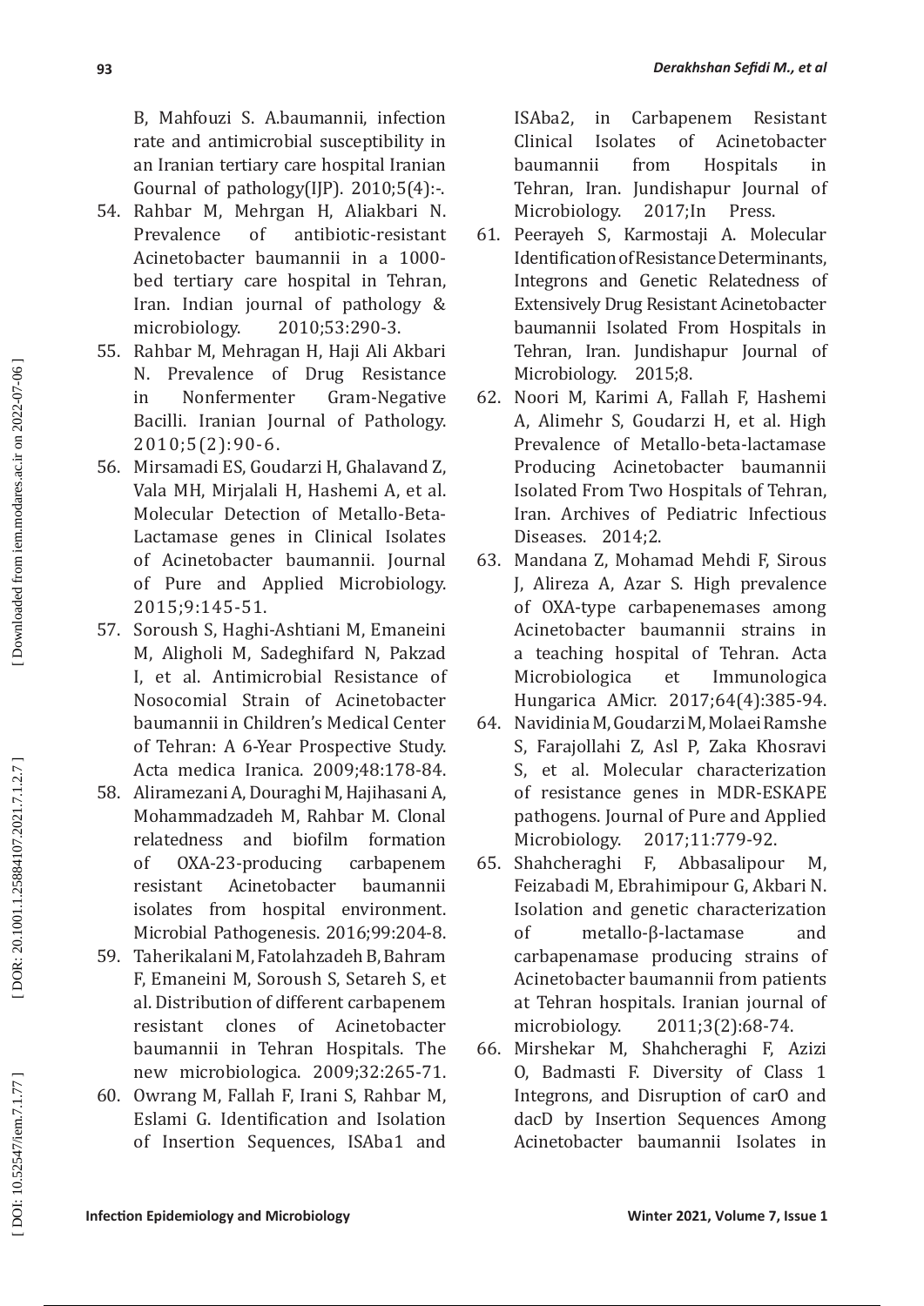B, Mahfouzi S. A.baumannii, infection rate and antimicrobial susceptibility in an Iranian tertiary care hospital Iranian Gournal of pathology(IJP). 2010;5(4):-.

54. Rahbar M, Mehrgan H, Aliakbari N. Prevalence of antibiotic-resistant Acinetobacter baumannii in a 1000-bed tertiary care hospital in Tehran, Iran. Indian journal of pathology & microbiology. 2010;53:290-3.
55. Rahbar M, Mehragan H, Haji Ali Akbari N. Prevalence of Drug Resistance in Nonfermenter Gram-Negative Bacilli. Iranian Journal of Pathology. 2010;5(2):90-6.
56. Mirsamadi ES, Goudarzi H, Ghalavand Z, Vala MH, Mirjalali H, Hashemi A, et al. Molecular Detection of Metallo-Beta-Lactamase genes in Clinical Isolates of Acinetobacter baumannii. Journal of Pure and Applied Microbiology. 2015;9:145-51.
57. Soroush S, Haghi-Ashtiani M, Emaneini M, Aligholi M, Sadeghifard N, Pakzad I, et al. Antimicrobial Resistance of Nosocomial Strain of Acinetobacter baumannii in Children's Medical Center of Tehran: A 6-Year Prospective Study. Acta medica Iranica. 2009;48:178-84.
58. Aliramezani A, Douraghi M, Hajihasani A, Mohammadzadeh M, Rahbar M. Clonal relatedness and biofilm formation of OXA-23-producing carbapenem resistant Acinetobacter baumannii isolates from hospital environment. Microbial Pathogenesis. 2016;99:204-8.
59. Taherikalani M, Fatolahzadeh B, Bahram F, Emaneini M, Soroush S, Setareh S, et al. Distribution of different carbapenem resistant clones of Acinetobacter baumannii in Tehran Hospitals. The new microbiologica. 2009;32:265-71.
60. Owrang M, Fallah F, Irani S, Rahbar M, Eslami G. Identification and Isolation of Insertion Sequences, ISAba1 and ISAba2, in Carbapenem Resistant Clinical Isolates of Acinetobacter baumannii from Hospitals in Tehran, Iran. Jundishapur Journal of Microbiology. 2017;In Press.
61. Peerayeh S, Karmostaji A. Molecular Identification of Resistance Determinants, Integrons and Genetic Relatedness of Extensively Drug Resistant Acinetobacter baumannii Isolated From Hospitals in Tehran, Iran. Jundishapur Journal of Microbiology. 2015;8.
62. Noori M, Karimi A, Fallah F, Hashemi A, Alimehr S, Goudarzi H, et al. High Prevalence of Metallo-beta-lactamase Producing Acinetobacter baumannii Isolated From Two Hospitals of Tehran, Iran. Archives of Pediatric Infectious Diseases. 2014;2.
63. Mandana Z, Mohamad Mehdi F, Sirous J, Alireza A, Azar S. High prevalence of OXA-type carbapenemases among Acinetobacter baumannii strains in a teaching hospital of Tehran. Acta Microbiologica et Immunologica Hungarica AMicr. 2017;64(4):385-94.
64. Navidinia M, Goudarzi M, Molaei Ramshe S, Farajollahi Z, Asl P, Zaka Khosravi S, et al. Molecular characterization of resistance genes in MDR-ESKAPE pathogens. Journal of Pure and Applied Microbiology. 2017;11:779-92.
65. Shahcheraghi F, Abbasalipour M, Feizabadi M, Ebrahimipour G, Akbari N. Isolation and genetic characterization of metallo-β-lactamase and carbapenamase producing strains of Acinetobacter baumannii from patients at Tehran hospitals. Iranian journal of microbiology. 2011;3(2):68-74.
66. Mirshekar M, Shahcheraghi F, Azizi O, Badmasti F. Diversity of Class 1 Integrons, and Disruption of carO and dacD by Insertion Sequences Among Acinetobacter baumannii Isolates in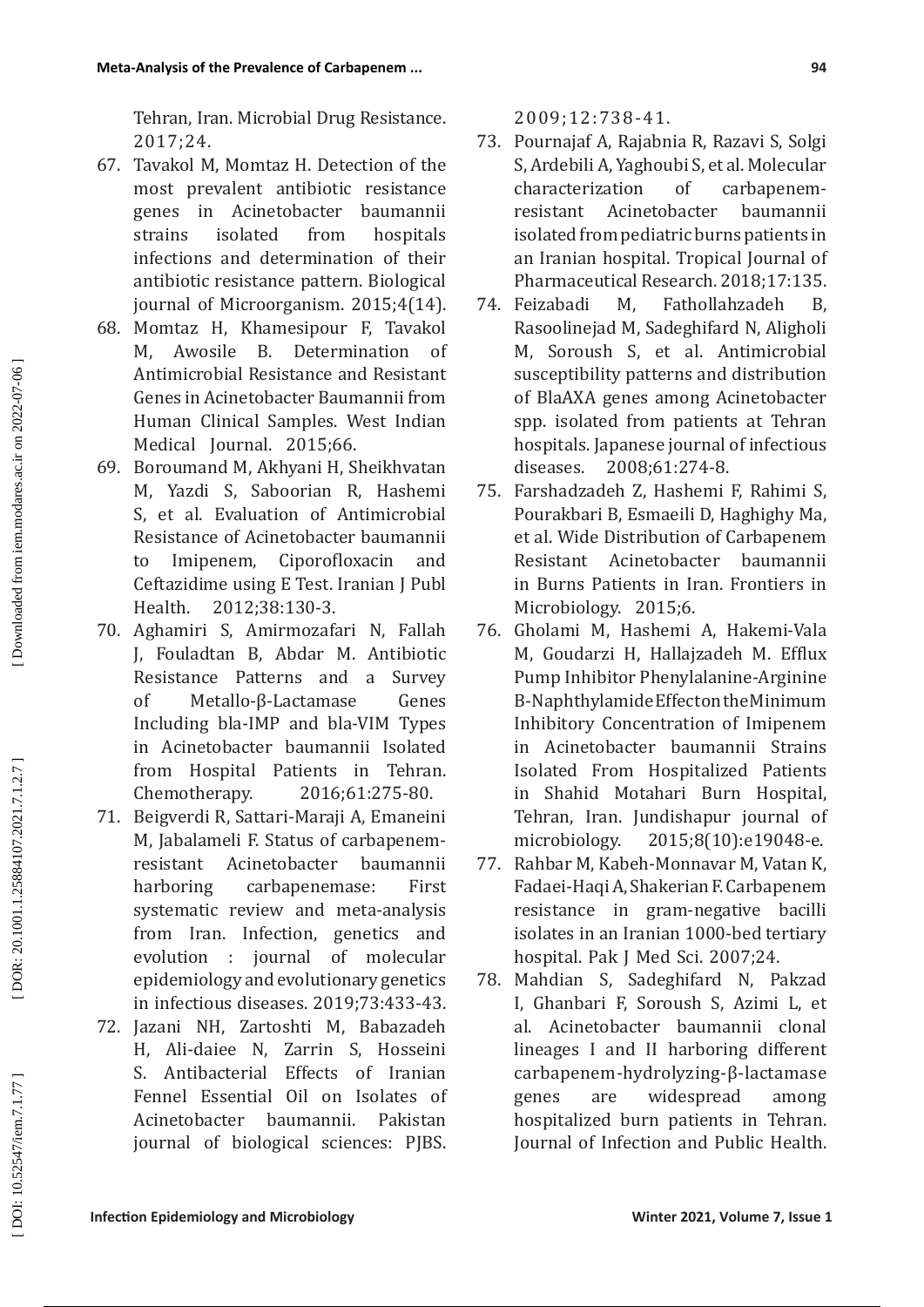Tehran, Iran. Microbial Drug Resistance. 2017;24.

67. Tavakol M, Momtaz H. Detection of the most prevalent antibiotic resistance genes in Acinetobacter baumannii strains isolated from hospitals infections and determination of their antibiotic resistance pattern. Biological journal of Microorganism. 2015;4(14).
68. Momtaz H, Khamesipour F, Tavakol M, Awosile B. Determination of Antimicrobial Resistance and Resistant Genes in Acinetobacter Baumannii from Human Clinical Samples. West Indian Medical Journal. 2015;66.
69. Boroumand M, Akhyani H, Sheikhvatan M, Yazdi S, Saboorian R, Hashemi S, et al. Evaluation of Antimicrobial Resistance of Acinetobacter baumannii to Imipenem, Ciporofloxacin and Ceftazidime using E Test. Iranian J Publ Health. 2012;38:130-3.
70. Aghamiri S, Amirmozafari N, Fallah J, Fouladtan B, Abdar M. Antibiotic Resistance Patterns and a Survey of Metallo-β-Lactamase Genes Including bla-IMP and bla-VIM Types in Acinetobacter baumannii Isolated from Hospital Patients in Tehran. Chemotherapy. 2016;61:275-80.
71. Beigverdi R, Sattari-Maraji A, Emaneini M, Jabalameli F. Status of carbapenem-resistant Acinetobacter baumannii harboring carbapenemase: First systematic review and meta-analysis from Iran. Infection, genetics and evolution : journal of molecular epidemiology and evolutionary genetics in infectious diseases. 2019;73:433-43.
72. Jazani NH, Zartoshti M, Babazadeh H, Ali-daiee N, Zarrin S, Hosseini S. Antibacterial Effects of Iranian Fennel Essential Oil on Isolates of Acinetobacter baumannii. Pakistan journal of biological sciences: PJBS. 2009;12:738-41.
73. Pournajaf A, Rajabnia R, Razavi S, Solgi S, Ardebili A, Yaghoubi S, et al. Molecular characterization of carbapenem-resistant Acinetobacter baumannii isolated from pediatric burns patients in an Iranian hospital. Tropical Journal of Pharmaceutical Research. 2018;17:135.
74. Feizabadi M, Fathollahzadeh B, Rasoolinejad M, Sadeghifard N, Aligholi M, Soroush S, et al. Antimicrobial susceptibility patterns and distribution of BlaAXA genes among Acinetobacter spp. isolated from patients at Tehran hospitals. Japanese journal of infectious diseases. 2008;61:274-8.
75. Farshadzadeh Z, Hashemi F, Rahimi S, Pourakbari B, Esmaeili D, Haghighy Ma, et al. Wide Distribution of Carbapenem Resistant Acinetobacter baumannii in Burns Patients in Iran. Frontiers in Microbiology. 2015;6.
76. Gholami M, Hashemi A, Hakemi-Vala M, Goudarzi H, Hallajzadeh M. Efflux Pump Inhibitor Phenylalanine-Arginine B-Naphthylamide Effect on the Minimum Inhibitory Concentration of Imipenem in Acinetobacter baumannii Strains Isolated From Hospitalized Patients in Shahid Motahari Burn Hospital, Tehran, Iran. Jundishapur journal of microbiology. 2015;8(10):e19048-e.
77. Rahbar M, Kabeh-Monnavar M, Vatan K, Fadaei-Haqi A, Shakerian F. Carbapenem resistance in gram-negative bacilli isolates in an Iranian 1000-bed tertiary hospital. Pak J Med Sci. 2007;24.
78. Mahdian S, Sadeghifard N, Pakzad I, Ghanbari F, Soroush S, Azimi L, et al. Acinetobacter baumannii clonal lineages I and II harboring different carbapenem-hydrolyzing-β-lactamase genes are widespread among hospitalized burn patients in Tehran. Journal of Infection and Public Health.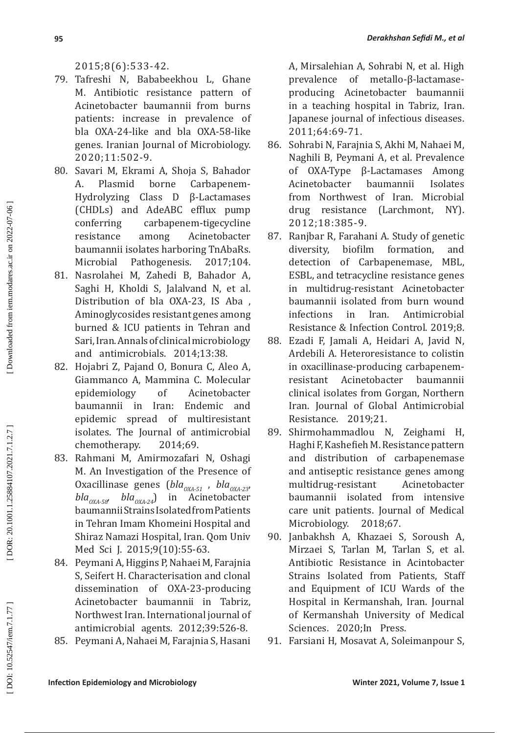2015;8(6):533-42.

79. Tafreshi N, Bababeekhou L, Ghane M. Antibiotic resistance pattern of Acinetobacter baumannii from burns patients: increase in prevalence of bla OXA-24-like and bla OXA-58-like genes. Iranian Journal of Microbiology. 2020;11:502-9.
80. Savari M, Ekrami A, Shoja S, Bahador A. Plasmid borne Carbapenem-Hydrolyzing Class D β-Lactamases (CHDLs) and AdeABC efflux pump conferring carbapenem-tigecycline resistance among Acinetobacter baumannii isolates harboring TnAbaRs. Microbial Pathogenesis. 2017;104.
81. Nasrolahei M, Zahedi B, Bahador A, Saghi H, Kholdi S, Jalalvand N, et al. Distribution of bla OXA-23, IS Aba , Aminoglycosides resistant genes among burned & ICU patients in Tehran and Sari, Iran. Annals of clinical microbiology and antimicrobials. 2014;13:38.
82. Hojabri Z, Pajand O, Bonura C, Aleo A, Giammanco A, Mammina C. Molecular epidemiology of Acinetobacter baumannii in Iran: Endemic and epidemic spread of multiresistant isolates. The Journal of antimicrobial chemotherapy. 2014;69.
83. Rahmani M, Amirmozafari N, Oshagi M. An Investigation of the Presence of Oxacillinase genes ($bla_{OXA-51}$ , $bla_{OXA-23}$, $bla_{OXA-58}$, $bla_{OXA-24}$) in Acinetobacter baumannii Strains Isolated from Patients in Tehran Imam Khomeini Hospital and Shiraz Namazi Hospital, Iran. Qom Univ Med Sci J. 2015;9(10):55-63.
84. Peymani A, Higgins P, Nahaei M, Farajnia S, Seifert H. Characterisation and clonal dissemination of OXA-23-producing Acinetobacter baumannii in Tabriz, Northwest Iran. International journal of antimicrobial agents. 2012;39:526-8.
85. Peymani A, Nahaei M, Farajnia S, Hasani A, Mirsalehian A, Sohrabi N, et al. High prevalence of metallo-β-lactamase-producing Acinetobacter baumannii in a teaching hospital in Tabriz, Iran. Japanese journal of infectious diseases. 2011;64:69-71.
86. Sohrabi N, Farajnia S, Akhi M, Nahaei M, Naghili B, Peymani A, et al. Prevalence of OXA-Type β-Lactamases Among Acinetobacter baumannii Isolates from Northwest of Iran. Microbial drug resistance (Larchmont, NY). 2012;18:385-9.
87. Ranjbar R, Farahani A. Study of genetic diversity, biofilm formation, and detection of Carbapenemase, MBL, ESBL, and tetracycline resistance genes in multidrug-resistant Acinetobacter baumannii isolated from burn wound infections in Iran. Antimicrobial Resistance & Infection Control. 2019;8.
88. Ezadi F, Jamali A, Heidari A, Javid N, Ardebili A. Heteroresistance to colistin in oxacillinase-producing carbapenem-resistant Acinetobacter baumannii clinical isolates from Gorgan, Northern Iran. Journal of Global Antimicrobial Resistance. 2019;21.
89. Shirmohammadlou N, Zeighami H, Haghi F, Kashefieh M. Resistance pattern and distribution of carbapenemase and antiseptic resistance genes among multidrug-resistant Acinetobacter baumannii isolated from intensive care unit patients. Journal of Medical Microbiology. 2018;67.
90. Janbakhsh A, Khazaei S, Soroush A, Mirzaei S, Tarlan M, Tarlan S, et al. Antibiotic Resistance in Acintobacter Strains Isolated from Patients, Staff and Equipment of ICU Wards of the Hospital in Kermanshah, Iran. Journal of Kermanshah University of Medical Sciences. 2020;In Press.
91. Farsiani H, Mosavat A, Soleimanpour S,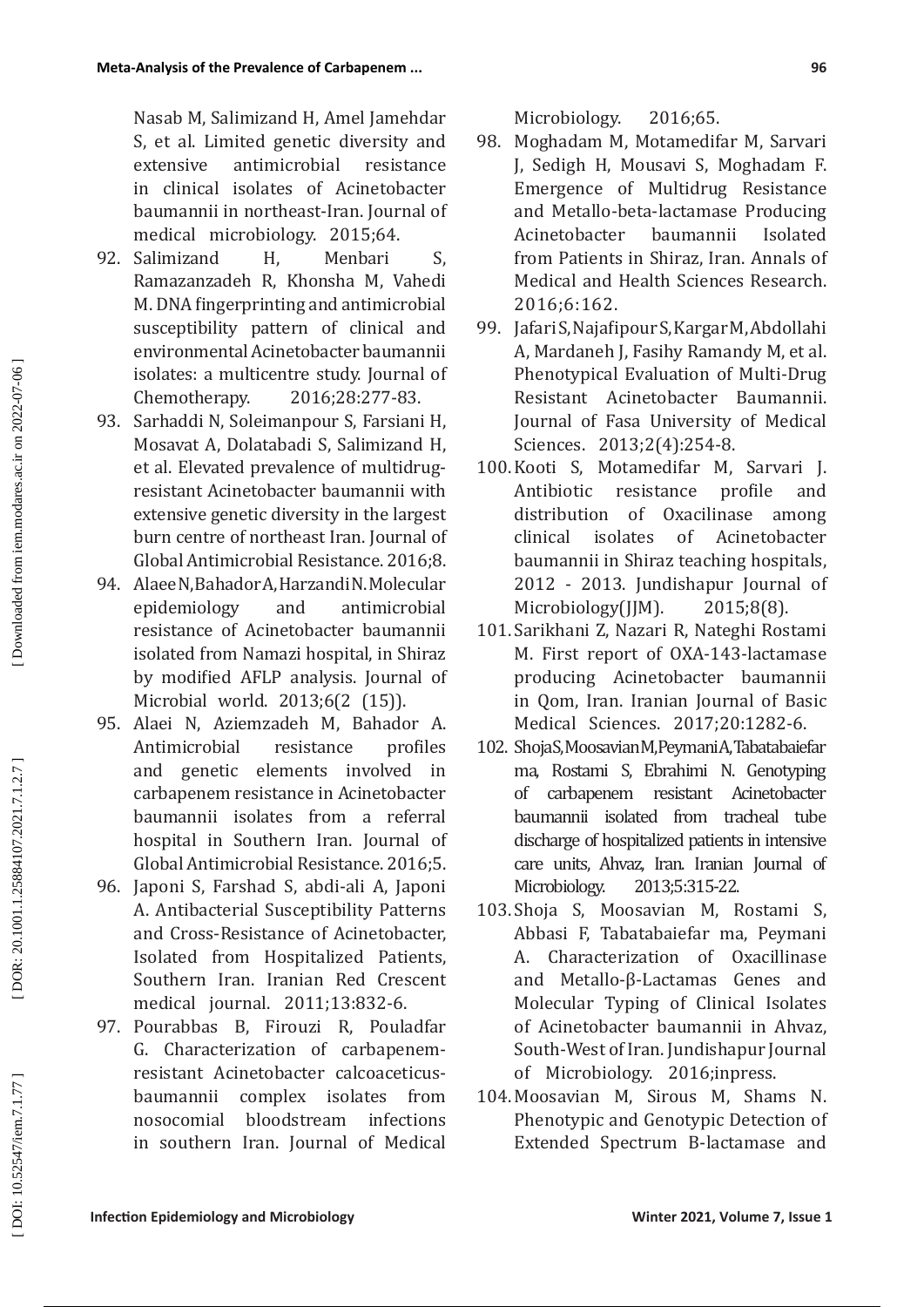Nasab M, Salimizand H, Amel Jamehdar S, et al. Limited genetic diversity and extensive antimicrobial resistance in clinical isolates of Acinetobacter baumannii in northeast-Iran. Journal of medical microbiology. 2015;64.

92. Salimizand H, Menbari S, Ramazanzadeh R, Khonsha M, Vahedi M. DNA fingerprinting and antimicrobial susceptibility pattern of clinical and environmental Acinetobacter baumannii isolates: a multicentre study. Journal of Chemotherapy. 2016;28:277-83.
93. Sarhaddi N, Soleimanpour S, Farsiani H, Mosavat A, Dolatabadi S, Salimizand H, et al. Elevated prevalence of multidrug-resistant Acinetobacter baumannii with extensive genetic diversity in the largest burn centre of northeast Iran. Journal of Global Antimicrobial Resistance. 2016;8.
94. Alaee N, Bahador A, Harzandi N. Molecular epidemiology and antimicrobial resistance of Acinetobacter baumannii isolated from Namazi hospital, in Shiraz by modified AFLP analysis. Journal of Microbial world. 2013;6(2 (15)).
95. Alaei N, Aziemzadeh M, Bahador A. Antimicrobial resistance profiles and genetic elements involved in carbapenem resistance in Acinetobacter baumannii isolates from a referral hospital in Southern Iran. Journal of Global Antimicrobial Resistance. 2016;5.
96. Japoni S, Farshad S, abdi-ali A, Japoni A. Antibacterial Susceptibility Patterns and Cross-Resistance of Acinetobacter, Isolated from Hospitalized Patients, Southern Iran. Iranian Red Crescent medical journal. 2011;13:832-6.
97. Pourabbas B, Firouzi R, Pouladfar G. Characterization of carbapenem-resistant Acinetobacter calcoaceticus-baumannii complex isolates from nosocomial bloodstream infections in southern Iran. Journal of Medical Microbiology. 2016;65.
98. Moghadam M, Motamedifar M, Sarvari J, Sedigh H, Mousavi S, Moghadam F. Emergence of Multidrug Resistance and Metallo-beta-lactamase Producing Acinetobacter baumannii Isolated from Patients in Shiraz, Iran. Annals of Medical and Health Sciences Research. 2016;6:162.
99. Jafari S, Najafipour S, Kargar M, Abdollahi A, Mardaneh J, Fasihy Ramandy M, et al. Phenotypical Evaluation of Multi-Drug Resistant Acinetobacter Baumannii. Journal of Fasa University of Medical Sciences. 2013;2(4):254-8.
100. Kooti S, Motamedifar M, Sarvari J. Antibiotic resistance profile and distribution of Oxacilinase among clinical isolates of Acinetobacter baumannii in Shiraz teaching hospitals, 2012 - 2013. Jundishapur Journal of Microbiology(JJM). 2015;8(8).
101. Sarikhani Z, Nazari R, Nateghi Rostami M. First report of OXA-143-lactamase producing Acinetobacter baumannii in Qom, Iran. Iranian Journal of Basic Medical Sciences. 2017;20:1282-6.
102. Shoja S, Moosavian M, Peymani A, Tabatabaiefar ma, Rostami S, Ebrahimi N. Genotyping of carbapenem resistant Acinetobacter baumannii isolated from tracheal tube discharge of hospitalized patients in intensive care units, Ahvaz, Iran. Iranian Journal of Microbiology. 2013;5:315-22.
103. Shoja S, Moosavian M, Rostami S, Abbasi F, Tabatabaiefar ma, Peymani A. Characterization of Oxacillinase and Metallo-β-Lactamas Genes and Molecular Typing of Clinical Isolates of Acinetobacter baumannii in Ahvaz, South-West of Iran. Jundishapur Journal of Microbiology. 2016;inpress.
104. Moosavian M, Sirous M, Shams N. Phenotypic and Genotypic Detection of Extended Spectrum B-lactamase and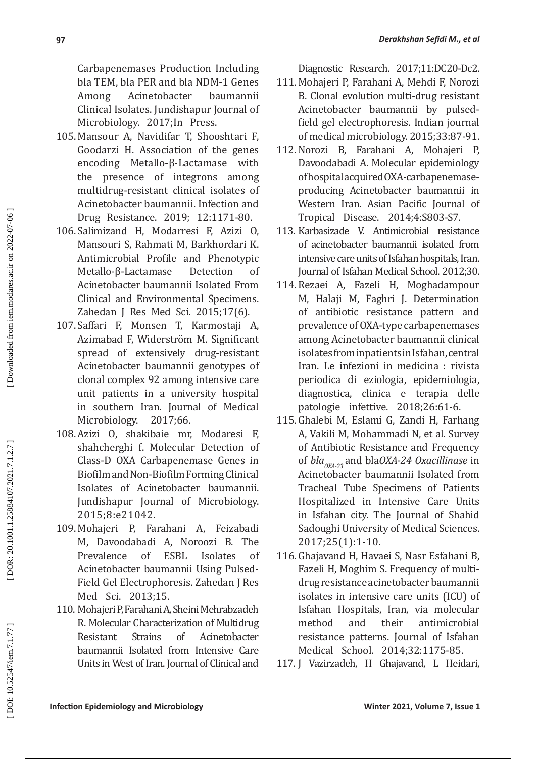Carbapenemases Production Including bla TEM, bla PER and bla NDM-1 Genes Among Acinetobacter baumannii Clinical Isolates. Jundishapur Journal of Microbiology. 2017;In Press.

105. Mansour A, Navidifar T, Shooshtari F, Goodarzi H. Association of the genes encoding Metallo-β-Lactamase with the presence of integrons among multidrug-resistant clinical isolates of Acinetobacter baumannii. Infection and Drug Resistance. 2019; 12:1171-80.
106. Salimizand H, Modarresi F, Azizi O, Mansouri S, Rahmati M, Barkhordari K. Antimicrobial Profile and Phenotypic Metallo-β-Lactamase Detection of Acinetobacter baumannii Isolated From Clinical and Environmental Specimens. Zahedan J Res Med Sci. 2015;17(6).
107. Saffari F, Monsen T, Karmostaji A, Azimabad F, Widerström M. Significant spread of extensively drug-resistant Acinetobacter baumannii genotypes of clonal complex 92 among intensive care unit patients in a university hospital in southern Iran. Journal of Medical Microbiology. 2017;66.
108. Azizi O, shakibaie mr, Modaresi F, shahcherghi f. Molecular Detection of Class-D OXA Carbapenemase Genes in Biofilm and Non-Biofilm Forming Clinical Isolates of Acinetobacter baumannii. Jundishapur Journal of Microbiology. 2015;8:e21042.
109. Mohajeri P, Farahani A, Feizabadi M, Davoodabadi A, Noroozi B. The Prevalence of ESBL Isolates of Acinetobacter baumannii Using Pulsed-Field Gel Electrophoresis. Zahedan J Res Med Sci. 2013;15.
110. Mohajeri P, Farahani A, Sheini Mehrabzadeh R. Molecular Characterization of Multidrug Resistant Strains of Acinetobacter baumannii Isolated from Intensive Care Units in West of Iran. Journal of Clinical and Diagnostic Research. 2017;11:DC20-Dc2.
111. Mohajeri P, Farahani A, Mehdi F, Norozi B. Clonal evolution multi-drug resistant Acinetobacter baumannii by pulsed-field gel electrophoresis. Indian journal of medical microbiology. 2015;33:87-91.
112. Norozi B, Farahani A, Mohajeri P, Davoodabadi A. Molecular epidemiology of hospital acquired OXA-carbapenemase-producing Acinetobacter baumannii in Western Iran. Asian Pacific Journal of Tropical Disease. 2014;4:S803-S7.
113. Karbasizade V. Antimicrobial resistance of acinetobacter baumannii isolated from intensive care units of Isfahan hospitals, Iran. Journal of Isfahan Medical School. 2012;30.
114. Rezaei A, Fazeli H, Moghadampour M, Halaji M, Faghri J. Determination of antibiotic resistance pattern and prevalence of OXA-type carbapenemases among Acinetobacter baumannii clinical isolates from inpatients in Isfahan, central Iran. Le infezioni in medicina : rivista periodica di eziologia, epidemiologia, diagnostica, clinica e terapia delle patologie infettive. 2018;26:61-6.
115. Ghalebi M, Eslami G, Zandi H, Farhang A, Vakili M, Mohammadi N, et al. Survey of Antibiotic Resistance and Frequency of *bla*$_{OXA-23}$ and bla*OXA-24 Oxacillinase* in Acinetobacter baumannii Isolated from Tracheal Tube Specimens of Patients Hospitalized in Intensive Care Units in Isfahan city. The Journal of Shahid Sadoughi University of Medical Sciences. 2017;25(1):1-10.
116. Ghajavand H, Havaei S, Nasr Esfahani B, Fazeli H, Moghim S. Frequency of multi-drug resistance acinetobacter baumannii isolates in intensive care units (ICU) of Isfahan Hospitals, Iran, via molecular method and their antimicrobial resistance patterns. Journal of Isfahan Medical School. 2014;32:1175-85.
117. J Vazirzadeh, H Ghajavand, L Heidari,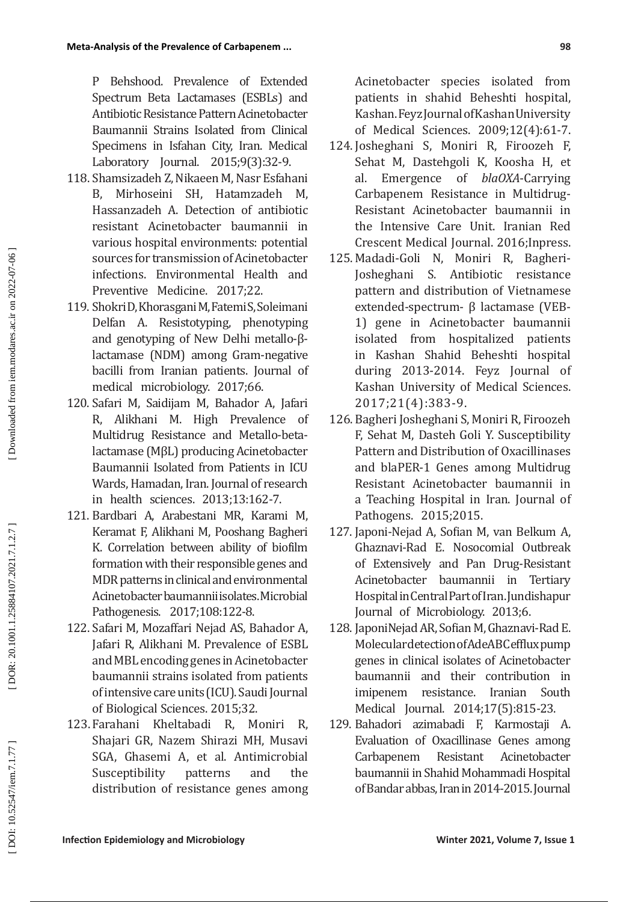P Behshood. Prevalence of Extended Spectrum Beta Lactamases (ESBLs) and Antibiotic Resistance Pattern Acinetobacter Baumannii Strains Isolated from Clinical Specimens in Isfahan City, Iran. Medical Laboratory Journal. 2015;9(3):32-9.

118. Shamsizadeh Z, Nikaeen M, Nasr Esfahani B, Mirhoseini SH, Hatamzadeh M, Hassanzadeh A. Detection of antibiotic resistant Acinetobacter baumannii in various hospital environments: potential sources for transmission of Acinetobacter infections. Environmental Health and Preventive Medicine. 2017;22.
119. Shokri D, Khorasgani M, Fatemi S, Soleimani Delfan A. Resistotyping, phenotyping and genotyping of New Delhi metallo-β-lactamase (NDM) among Gram-negative bacilli from Iranian patients. Journal of medical microbiology. 2017;66.
120. Safari M, Saidijam M, Bahador A, Jafari R, Alikhani M. High Prevalence of Multidrug Resistance and Metallo-beta-lactamase (MβL) producing Acinetobacter Baumannii Isolated from Patients in ICU Wards, Hamadan, Iran. Journal of research in health sciences. 2013;13:162-7.
121. Bardbari A, Arabestani MR, Karami M, Keramat F, Alikhani M, Pooshang Bagheri K. Correlation between ability of biofilm formation with their responsible genes and MDR patterns in clinical and environmental Acinetobacter baumannii isolates. Microbial Pathogenesis. 2017;108:122-8.
122. Safari M, Mozaffari Nejad AS, Bahador A, Jafari R, Alikhani M. Prevalence of ESBL and MBL encoding genes in Acinetobacter baumannii strains isolated from patients of intensive care units (ICU). Saudi Journal of Biological Sciences. 2015;32.
123. Farahani Kheltabadi R, Moniri R, Shajari GR, Nazem Shirazi MH, Musavi SGA, Ghasemi A, et al. Antimicrobial Susceptibility patterns and the distribution of resistance genes among Acinetobacter species isolated from patients in shahid Beheshti hospital, Kashan. Feyz Journal of Kashan University of Medical Sciences. 2009;12(4):61-7.
124. Josheghani S, Moniri R, Firoozeh F, Sehat M, Dastehgoli K, Koosha H, et al. Emergence of *blaOXA*-Carrying Carbapenem Resistance in Multidrug-Resistant Acinetobacter baumannii in the Intensive Care Unit. Iranian Red Crescent Medical Journal. 2016;Inpress.
125. Madadi-Goli N, Moniri R, Bagheri-Josheghani S. Antibiotic resistance pattern and distribution of Vietnamese extended-spectrum- β lactamase (VEB-1) gene in Acinetobacter baumannii isolated from hospitalized patients in Kashan Shahid Beheshti hospital during 2013-2014. Feyz Journal of Kashan University of Medical Sciences. 2017;21(4):383-9.
126. Bagheri Josheghani S, Moniri R, Firoozeh F, Sehat M, Dasteh Goli Y. Susceptibility Pattern and Distribution of Oxacillinases and blaPER-1 Genes among Multidrug Resistant Acinetobacter baumannii in a Teaching Hospital in Iran. Journal of Pathogens. 2015;2015.
127. Japoni-Nejad A, Sofian M, van Belkum A, Ghaznavi-Rad E. Nosocomial Outbreak of Extensively and Pan Drug-Resistant Acinetobacter baumannii in Tertiary Hospital in Central Part of Iran. Jundishapur Journal of Microbiology. 2013;6.
128. JaponiNejad AR, Sofian M, Ghaznavi-Rad E. Molecular detection of AdeABC efflux pump genes in clinical isolates of Acinetobacter baumannii and their contribution in imipenem resistance. Iranian South Medical Journal. 2014;17(5):815-23.
129. Bahadori azimabadi F, Karmostaji A. Evaluation of Oxacillinase Genes among Carbapenem Resistant Acinetobacter baumannii in Shahid Mohammadi Hospital of Bandar abbas, Iran in 2014-2015. Journal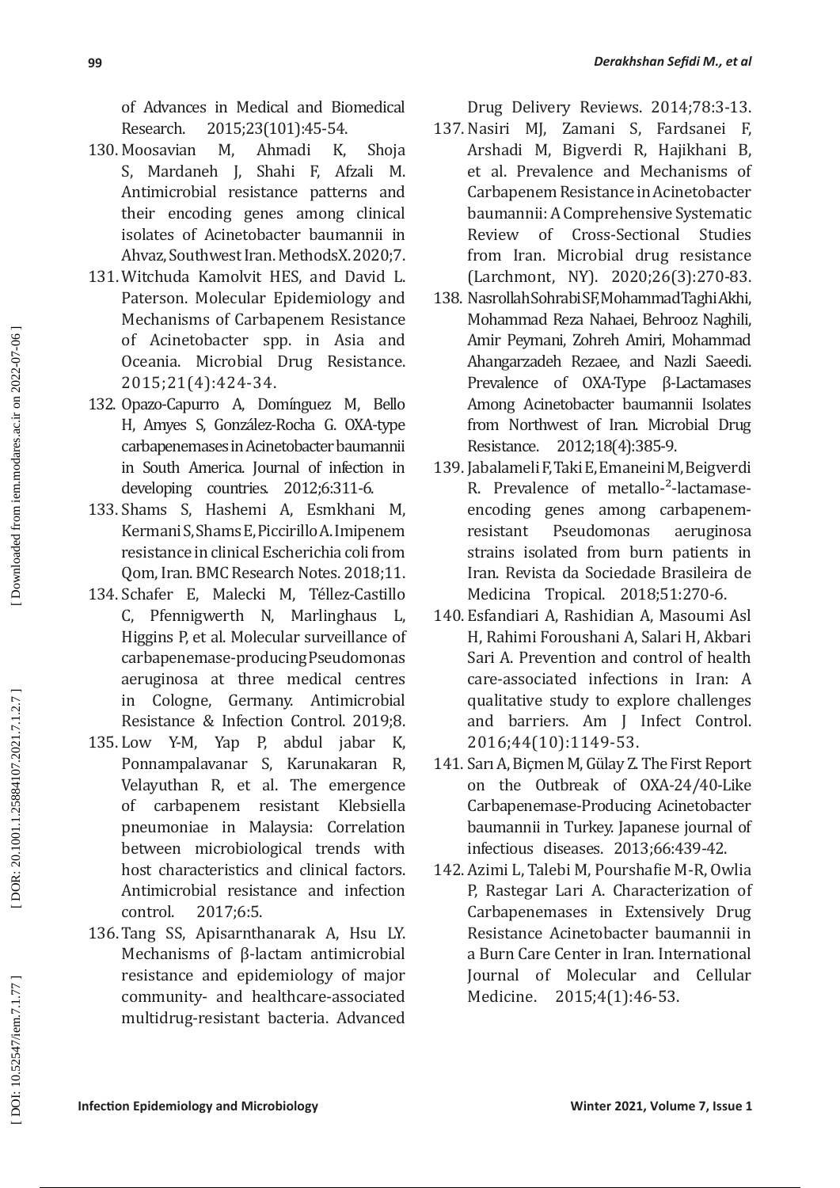of Advances in Medical and Biomedical Research. 2015;23(101):45-54.

130. Moosavian M, Ahmadi K, Shoja S, Mardaneh J, Shahi F, Afzali M. Antimicrobial resistance patterns and their encoding genes among clinical isolates of Acinetobacter baumannii in Ahvaz, Southwest Iran. MethodsX. 2020;7.
131. Witchuda Kamolvit HES, and David L. Paterson. Molecular Epidemiology and Mechanisms of Carbapenem Resistance of Acinetobacter spp. in Asia and Oceania. Microbial Drug Resistance. 2015;21(4):424-34.
132. Opazo-Capurro A, Domínguez M, Bello H, Amyes S, González-Rocha G. OXA-type carbapenemases in Acinetobacter baumannii in South America. Journal of infection in developing countries. 2012;6:311-6.
133. Shams S, Hashemi A, Esmkhani M, Kermani S, Shams E, Piccirillo A. Imipenem resistance in clinical Escherichia coli from Qom, Iran. BMC Research Notes. 2018;11.
134. Schafer E, Malecki M, Téllez-Castillo C, Pfennigwerth N, Marlinghaus L, Higgins P, et al. Molecular surveillance of carbapenemase-producing Pseudomonas aeruginosa at three medical centres in Cologne, Germany. Antimicrobial Resistance & Infection Control. 2019;8.
135. Low Y-M, Yap P, abdul jabar K, Ponnampalavanar S, Karunakaran R, Velayuthan R, et al. The emergence of carbapenem resistant Klebsiella pneumoniae in Malaysia: Correlation between microbiological trends with host characteristics and clinical factors. Antimicrobial resistance and infection control. 2017;6:5.
136. Tang SS, Apisarnthanarak A, Hsu LY. Mechanisms of β-lactam antimicrobial resistance and epidemiology of major community- and healthcare-associated multidrug-resistant bacteria. Advanced Drug Delivery Reviews. 2014;78:3-13.
137. Nasiri MJ, Zamani S, Fardsanei F, Arshadi M, Bigverdi R, Hajikhani B, et al. Prevalence and Mechanisms of Carbapenem Resistance in Acinetobacter baumannii: A Comprehensive Systematic Review of Cross-Sectional Studies from Iran. Microbial drug resistance (Larchmont, NY). 2020;26(3):270-83.
138. Nasrollah Sohrabi SF, Mohammad Taghi Akhi, Mohammad Reza Nahaei, Behrooz Naghili, Amir Peymani, Zohreh Amiri, Mohammad Ahangarzadeh Rezaee, and Nazli Saeedi. Prevalence of OXA-Type β-Lactamases Among Acinetobacter baumannii Isolates from Northwest of Iran. Microbial Drug Resistance. 2012;18(4):385-9.
139. Jabalameli F, Taki E, Emaneini M, Beigverdi R. Prevalence of metallo-²-lactamase-encoding genes among carbapenem-resistant Pseudomonas aeruginosa strains isolated from burn patients in Iran. Revista da Sociedade Brasileira de Medicina Tropical. 2018;51:270-6.
140. Esfandiari A, Rashidian A, Masoumi Asl H, Rahimi Foroushani A, Salari H, Akbari Sari A. Prevention and control of health care-associated infections in Iran: A qualitative study to explore challenges and barriers. Am J Infect Control. 2016;44(10):1149-53.
141. Sarı A, Biçmen M, Gülay Z. The First Report on the Outbreak of OXA-24/40-Like Carbapenemase-Producing Acinetobacter baumannii in Turkey. Japanese journal of infectious diseases. 2013;66:439-42.
142. Azimi L, Talebi M, Pourshafie M-R, Owlia P, Rastegar Lari A. Characterization of Carbapenemases in Extensively Drug Resistance Acinetobacter baumannii in a Burn Care Center in Iran. International Journal of Molecular and Cellular Medicine. 2015;4(1):46-53.